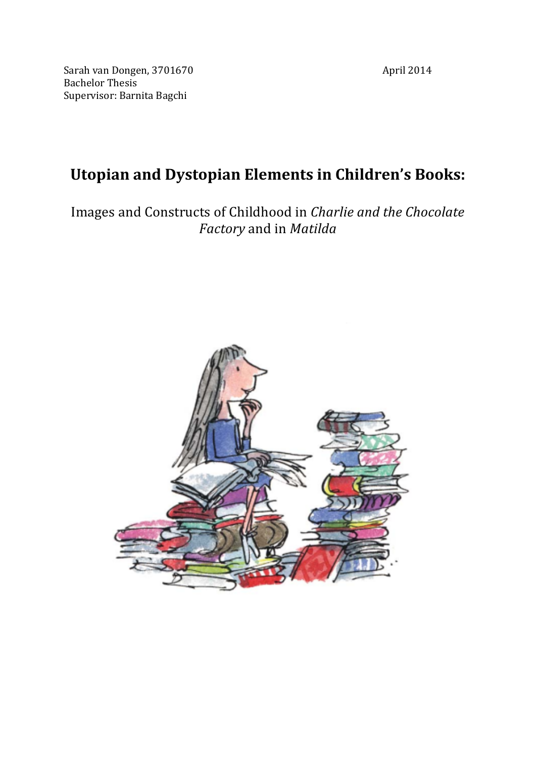Sarah van Dongen, 3701670

Bachelor Thesis

Supervisor: Barnita Bagchi

April 2014

# Utopian and Dystopian Elements in Children's Books:

## Images and Constructs of Childhood in *Charlie and the Chocolate Factory* and in *Matilda*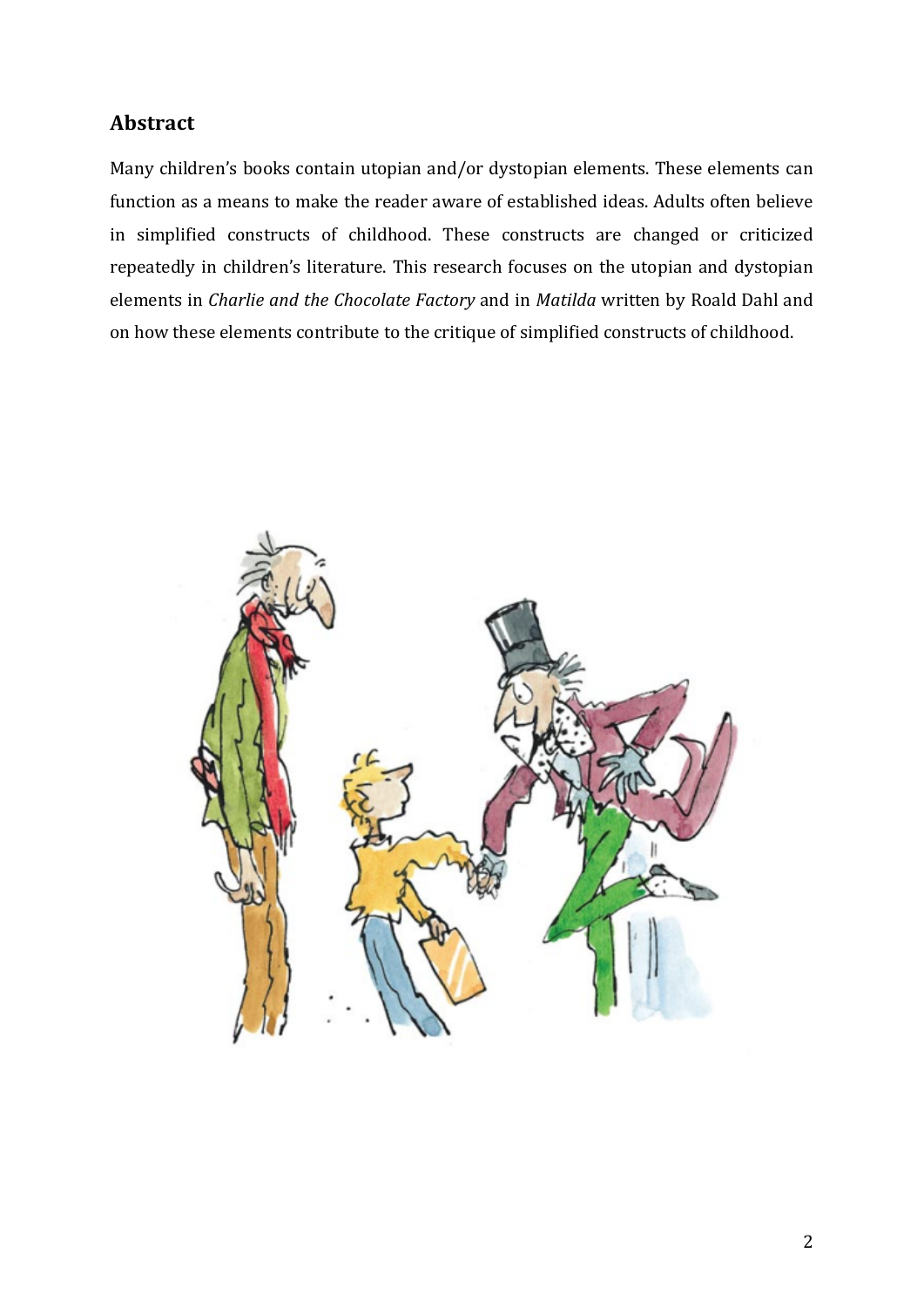## Abstract

Many children's books contain utopian and/or dystopian elements. These elements can function as a means to make the reader aware of established ideas. Adults often believe in simplified constructs of childhood. These constructs are changed or criticized repeatedly in children's literature. This research focuses on the utopian and dystopian elements in *Charlie and the Chocolate Factory* and in *Matilda* written by Roald Dahl and on how these elements contribute to the critique of simplified constructs of childhood.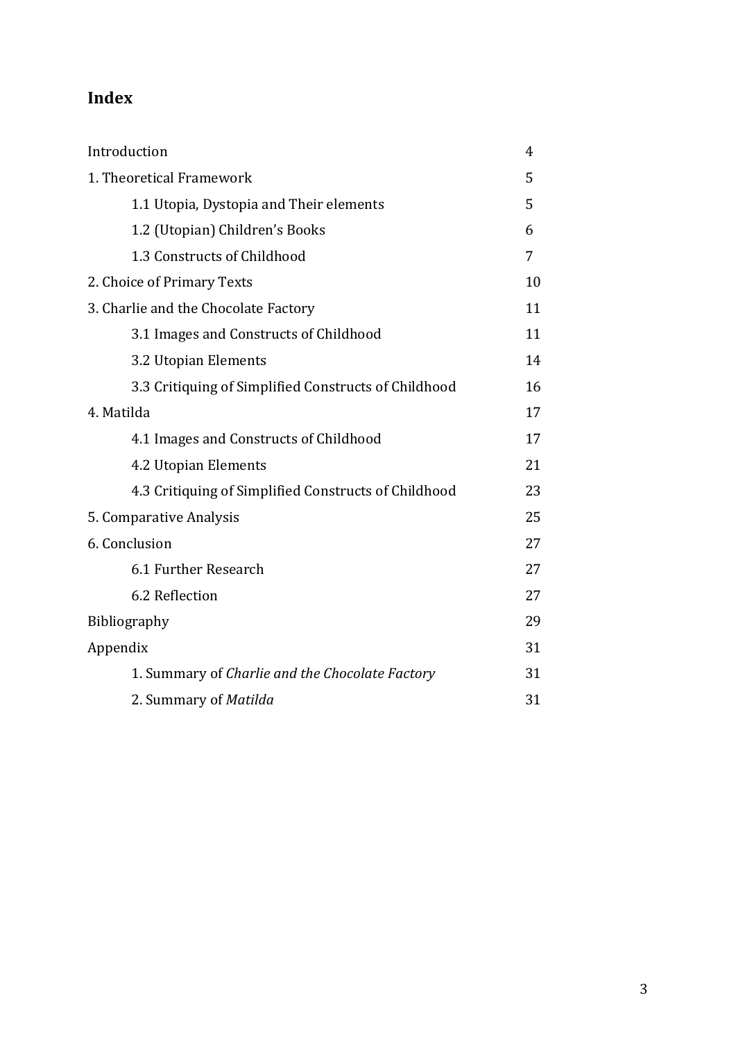## Index

| | |
|---|---|
| Introduction | 4 |
| 1. Theoretical Framework | 5 |
| &nbsp;&nbsp;&nbsp;&nbsp;1.1 Utopia, Dystopia and Their elements | 5 |
| &nbsp;&nbsp;&nbsp;&nbsp;1.2 (Utopian) Children's Books | 6 |
| &nbsp;&nbsp;&nbsp;&nbsp;1.3 Constructs of Childhood | 7 |
| 2. Choice of Primary Texts | 10 |
| 3. Charlie and the Chocolate Factory | 11 |
| &nbsp;&nbsp;&nbsp;&nbsp;3.1 Images and Constructs of Childhood | 11 |
| &nbsp;&nbsp;&nbsp;&nbsp;3.2 Utopian Elements | 14 |
| &nbsp;&nbsp;&nbsp;&nbsp;3.3 Critiquing of Simplified Constructs of Childhood | 16 |
| 4. Matilda | 17 |
| &nbsp;&nbsp;&nbsp;&nbsp;4.1 Images and Constructs of Childhood | 17 |
| &nbsp;&nbsp;&nbsp;&nbsp;4.2 Utopian Elements | 21 |
| &nbsp;&nbsp;&nbsp;&nbsp;4.3 Critiquing of Simplified Constructs of Childhood | 23 |
| 5. Comparative Analysis | 25 |
| 6. Conclusion | 27 |
| &nbsp;&nbsp;&nbsp;&nbsp;6.1 Further Research | 27 |
| &nbsp;&nbsp;&nbsp;&nbsp;6.2 Reflection | 27 |
| Bibliography | 29 |
| Appendix | 31 |
| &nbsp;&nbsp;&nbsp;&nbsp;1. Summary of *Charlie and the Chocolate Factory* | 31 |
| &nbsp;&nbsp;&nbsp;&nbsp;2. Summary of *Matilda* | 31 |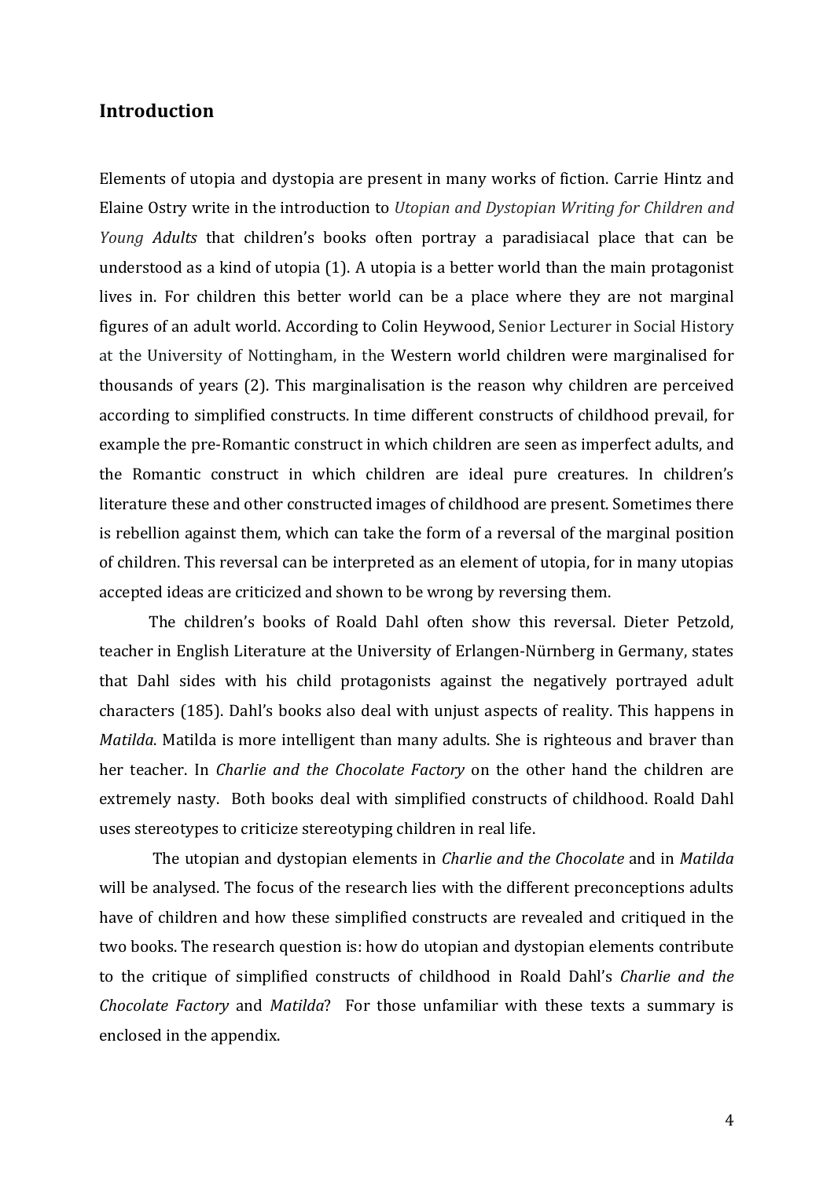## Introduction

Elements of utopia and dystopia are present in many works of fiction. Carrie Hintz and Elaine Ostry write in the introduction to *Utopian and Dystopian Writing for Children and Young Adults* that children's books often portray a paradisiacal place that can be understood as a kind of utopia (1). A utopia is a better world than the main protagonist lives in. For children this better world can be a place where they are not marginal figures of an adult world. According to Colin Heywood, Senior Lecturer in Social History at the University of Nottingham, in the Western world children were marginalised for thousands of years (2). This marginalisation is the reason why children are perceived according to simplified constructs. In time different constructs of childhood prevail, for example the pre-Romantic construct in which children are seen as imperfect adults, and the Romantic construct in which children are ideal pure creatures. In children's literature these and other constructed images of childhood are present. Sometimes there is rebellion against them, which can take the form of a reversal of the marginal position of children. This reversal can be interpreted as an element of utopia, for in many utopias accepted ideas are criticized and shown to be wrong by reversing them.

The children's books of Roald Dahl often show this reversal. Dieter Petzold, teacher in English Literature at the University of Erlangen-Nürnberg in Germany, states that Dahl sides with his child protagonists against the negatively portrayed adult characters (185). Dahl's books also deal with unjust aspects of reality. This happens in *Matilda*. Matilda is more intelligent than many adults. She is righteous and braver than her teacher. In *Charlie and the Chocolate Factory* on the other hand the children are extremely nasty. Both books deal with simplified constructs of childhood. Roald Dahl uses stereotypes to criticize stereotyping children in real life.

The utopian and dystopian elements in *Charlie and the Chocolate* and in *Matilda* will be analysed. The focus of the research lies with the different preconceptions adults have of children and how these simplified constructs are revealed and critiqued in the two books. The research question is: how do utopian and dystopian elements contribute to the critique of simplified constructs of childhood in Roald Dahl's *Charlie and the Chocolate Factory* and *Matilda*? For those unfamiliar with these texts a summary is enclosed in the appendix.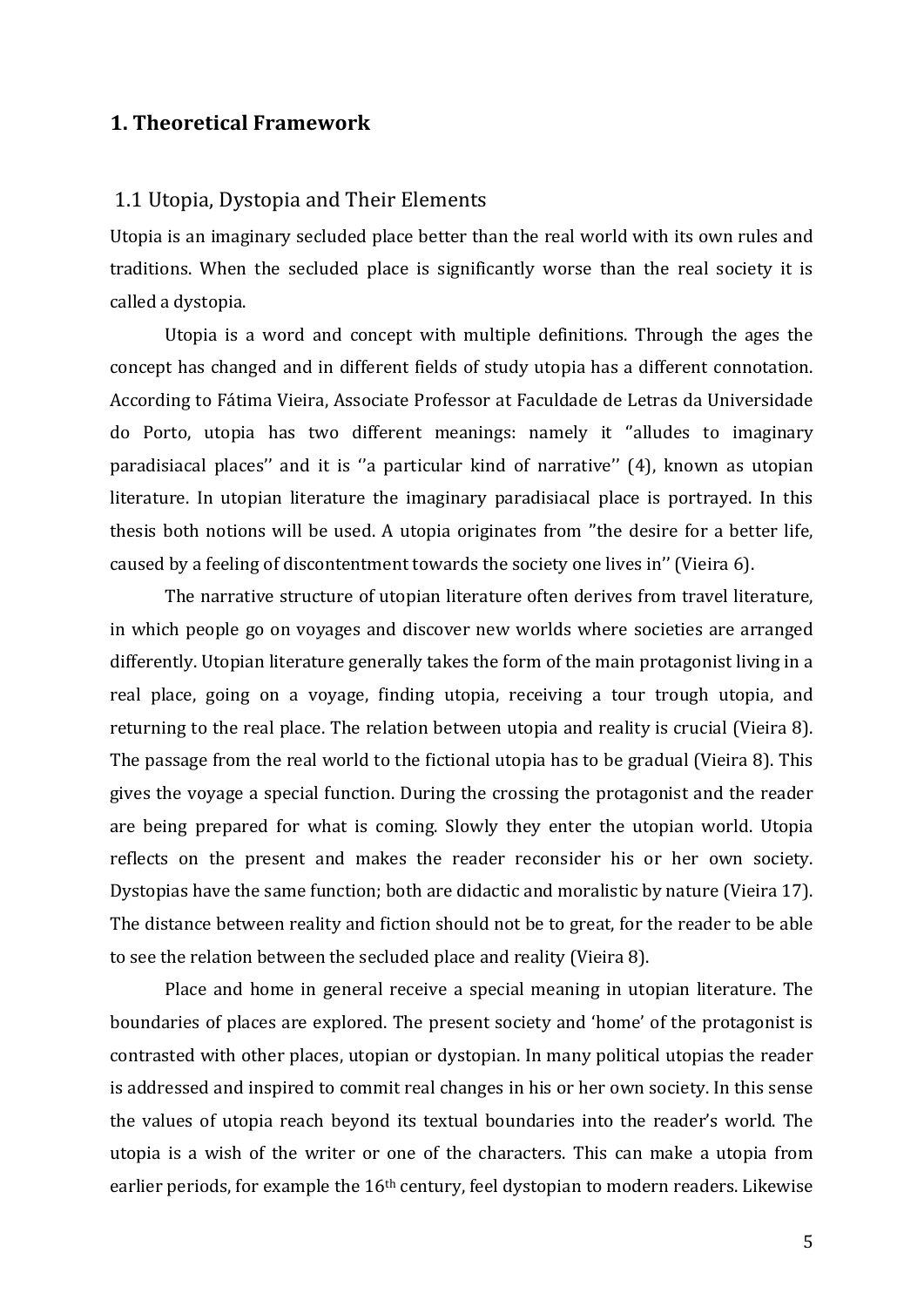# 1. Theoretical Framework

## 1.1 Utopia, Dystopia and Their Elements

Utopia is an imaginary secluded place better than the real world with its own rules and traditions. When the secluded place is significantly worse than the real society it is called a dystopia.

Utopia is a word and concept with multiple definitions. Through the ages the concept has changed and in different fields of study utopia has a different connotation. According to Fátima Vieira, Associate Professor at Faculdade de Letras da Universidade do Porto, utopia has two different meanings: namely it ''alludes to imaginary paradisiacal places'' and it is ''a particular kind of narrative'' (4), known as utopian literature. In utopian literature the imaginary paradisiacal place is portrayed. In this thesis both notions will be used. A utopia originates from ''the desire for a better life, caused by a feeling of discontentment towards the society one lives in'' (Vieira 6).

The narrative structure of utopian literature often derives from travel literature, in which people go on voyages and discover new worlds where societies are arranged differently. Utopian literature generally takes the form of the main protagonist living in a real place, going on a voyage, finding utopia, receiving a tour trough utopia, and returning to the real place. The relation between utopia and reality is crucial (Vieira 8). The passage from the real world to the fictional utopia has to be gradual (Vieira 8). This gives the voyage a special function. During the crossing the protagonist and the reader are being prepared for what is coming. Slowly they enter the utopian world. Utopia reflects on the present and makes the reader reconsider his or her own society. Dystopias have the same function; both are didactic and moralistic by nature (Vieira 17). The distance between reality and fiction should not be to great, for the reader to be able to see the relation between the secluded place and reality (Vieira 8).

Place and home in general receive a special meaning in utopian literature. The boundaries of places are explored. The present society and 'home' of the protagonist is contrasted with other places, utopian or dystopian. In many political utopias the reader is addressed and inspired to commit real changes in his or her own society. In this sense the values of utopia reach beyond its textual boundaries into the reader's world. The utopia is a wish of the writer or one of the characters. This can make a utopia from earlier periods, for example the 16th century, feel dystopian to modern readers. Likewise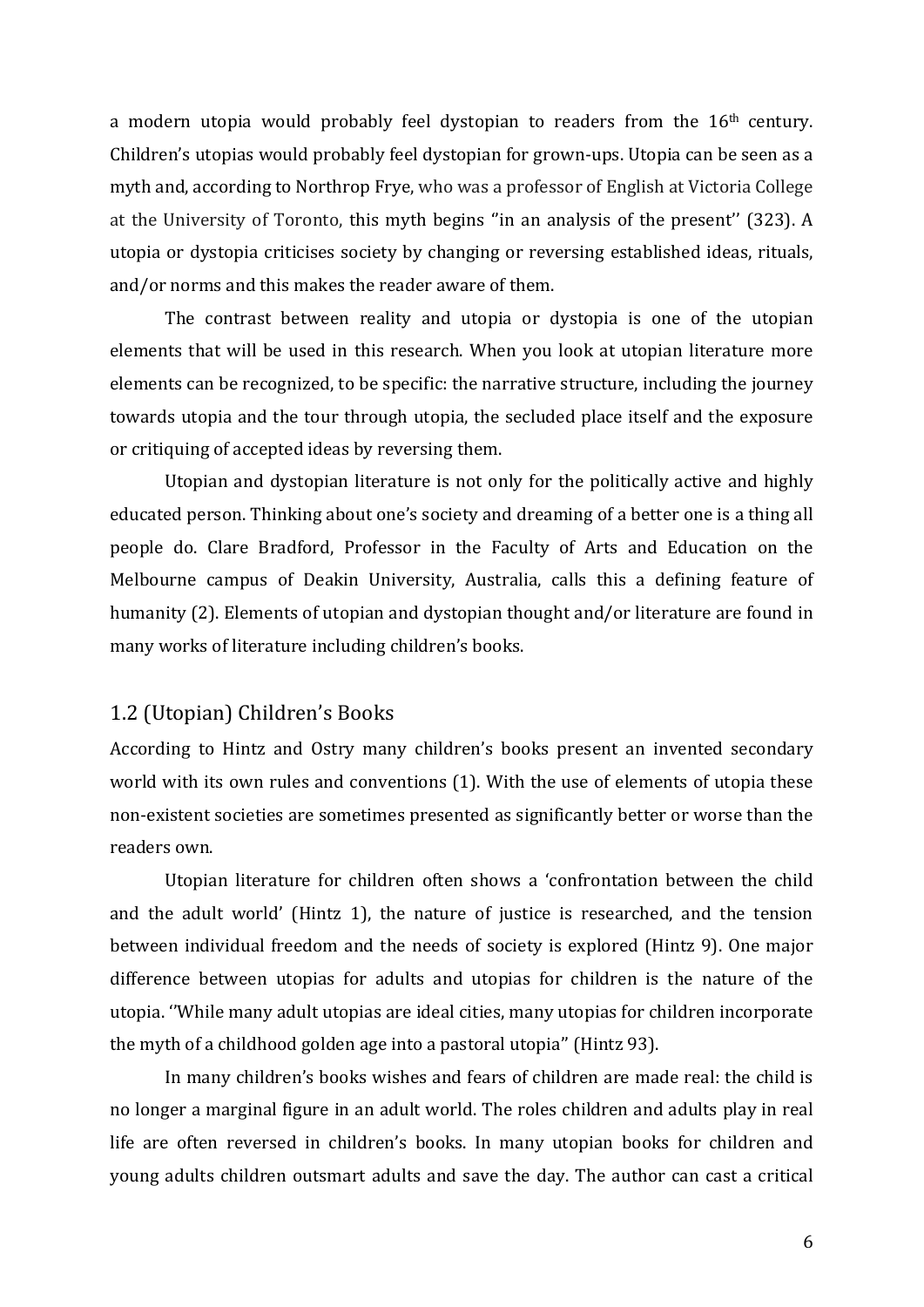a modern utopia would probably feel dystopian to readers from the 16th century. Children's utopias would probably feel dystopian for grown-ups. Utopia can be seen as a myth and, according to Northrop Frye, who was a professor of English at Victoria College at the University of Toronto, this myth begins ''in an analysis of the present'' (323). A utopia or dystopia criticises society by changing or reversing established ideas, rituals, and/or norms and this makes the reader aware of them.

The contrast between reality and utopia or dystopia is one of the utopian elements that will be used in this research. When you look at utopian literature more elements can be recognized, to be specific: the narrative structure, including the journey towards utopia and the tour through utopia, the secluded place itself and the exposure or critiquing of accepted ideas by reversing them.

Utopian and dystopian literature is not only for the politically active and highly educated person. Thinking about one's society and dreaming of a better one is a thing all people do. Clare Bradford, Professor in the Faculty of Arts and Education on the Melbourne campus of Deakin University, Australia, calls this a defining feature of humanity (2). Elements of utopian and dystopian thought and/or literature are found in many works of literature including children's books.

## 1.2 (Utopian) Children's Books

According to Hintz and Ostry many children's books present an invented secondary world with its own rules and conventions (1). With the use of elements of utopia these non-existent societies are sometimes presented as significantly better or worse than the readers own.

Utopian literature for children often shows a 'confrontation between the child and the adult world' (Hintz 1), the nature of justice is researched, and the tension between individual freedom and the needs of society is explored (Hintz 9). One major difference between utopias for adults and utopias for children is the nature of the utopia. ''While many adult utopias are ideal cities, many utopias for children incorporate the myth of a childhood golden age into a pastoral utopia" (Hintz 93).

In many children's books wishes and fears of children are made real: the child is no longer a marginal figure in an adult world. The roles children and adults play in real life are often reversed in children's books. In many utopian books for children and young adults children outsmart adults and save the day. The author can cast a critical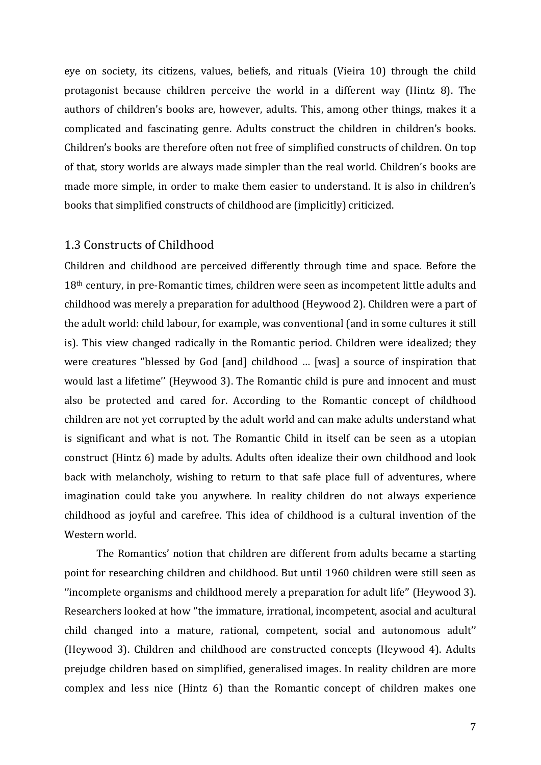eye on society, its citizens, values, beliefs, and rituals (Vieira 10) through the child protagonist because children perceive the world in a different way (Hintz 8). The authors of children's books are, however, adults. This, among other things, makes it a complicated and fascinating genre. Adults construct the children in children's books. Children's books are therefore often not free of simplified constructs of children. On top of that, story worlds are always made simpler than the real world. Children's books are made more simple, in order to make them easier to understand. It is also in children's books that simplified constructs of childhood are (implicitly) criticized.

## 1.3 Constructs of Childhood

Children and childhood are perceived differently through time and space. Before the 18th century, in pre-Romantic times, children were seen as incompetent little adults and childhood was merely a preparation for adulthood (Heywood 2). Children were a part of the adult world: child labour, for example, was conventional (and in some cultures it still is). This view changed radically in the Romantic period. Children were idealized; they were creatures ''blessed by God [and] childhood … [was] a source of inspiration that would last a lifetime'' (Heywood 3). The Romantic child is pure and innocent and must also be protected and cared for. According to the Romantic concept of childhood children are not yet corrupted by the adult world and can make adults understand what is significant and what is not. The Romantic Child in itself can be seen as a utopian construct (Hintz 6) made by adults. Adults often idealize their own childhood and look back with melancholy, wishing to return to that safe place full of adventures, where imagination could take you anywhere. In reality children do not always experience childhood as joyful and carefree. This idea of childhood is a cultural invention of the Western world.

The Romantics' notion that children are different from adults became a starting point for researching children and childhood. But until 1960 children were still seen as ''incomplete organisms and childhood merely a preparation for adult life" (Heywood 3). Researchers looked at how ''the immature, irrational, incompetent, asocial and acultural child changed into a mature, rational, competent, social and autonomous adult'' (Heywood 3). Children and childhood are constructed concepts (Heywood 4). Adults prejudge children based on simplified, generalised images. In reality children are more complex and less nice (Hintz 6) than the Romantic concept of children makes one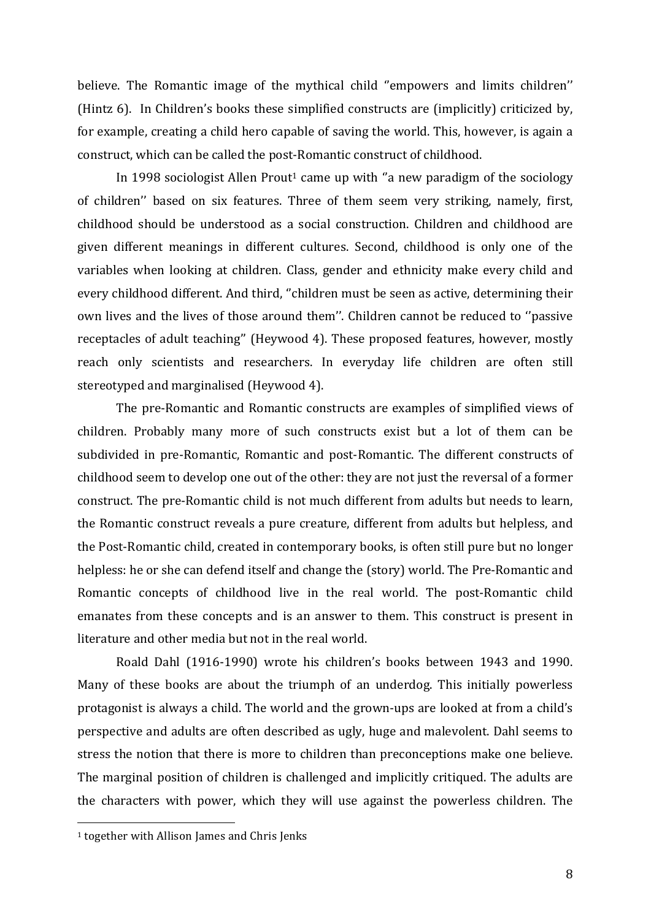believe. The Romantic image of the mythical child ''empowers and limits children'' (Hintz 6). In Children's books these simplified constructs are (implicitly) criticized by, for example, creating a child hero capable of saving the world. This, however, is again a construct, which can be called the post-Romantic construct of childhood.

In 1998 sociologist Allen Prout[1] came up with ''a new paradigm of the sociology of children'' based on six features. Three of them seem very striking, namely, first, childhood should be understood as a social construction. Children and childhood are given different meanings in different cultures. Second, childhood is only one of the variables when looking at children. Class, gender and ethnicity make every child and every childhood different. And third, ''children must be seen as active, determining their own lives and the lives of those around them''. Children cannot be reduced to ''passive receptacles of adult teaching'' (Heywood 4). These proposed features, however, mostly reach only scientists and researchers. In everyday life children are often still stereotyped and marginalised (Heywood 4).

The pre-Romantic and Romantic constructs are examples of simplified views of children. Probably many more of such constructs exist but a lot of them can be subdivided in pre-Romantic, Romantic and post-Romantic. The different constructs of childhood seem to develop one out of the other: they are not just the reversal of a former construct. The pre-Romantic child is not much different from adults but needs to learn, the Romantic construct reveals a pure creature, different from adults but helpless, and the Post-Romantic child, created in contemporary books, is often still pure but no longer helpless: he or she can defend itself and change the (story) world. The Pre-Romantic and Romantic concepts of childhood live in the real world. The post-Romantic child emanates from these concepts and is an answer to them. This construct is present in literature and other media but not in the real world.

Roald Dahl (1916-1990) wrote his children's books between 1943 and 1990. Many of these books are about the triumph of an underdog. This initially powerless protagonist is always a child. The world and the grown-ups are looked at from a child's perspective and adults are often described as ugly, huge and malevolent. Dahl seems to stress the notion that there is more to children than preconceptions make one believe. The marginal position of children is challenged and implicitly critiqued. The adults are the characters with power, which they will use against the powerless children. The

[1] together with Allison James and Chris Jenks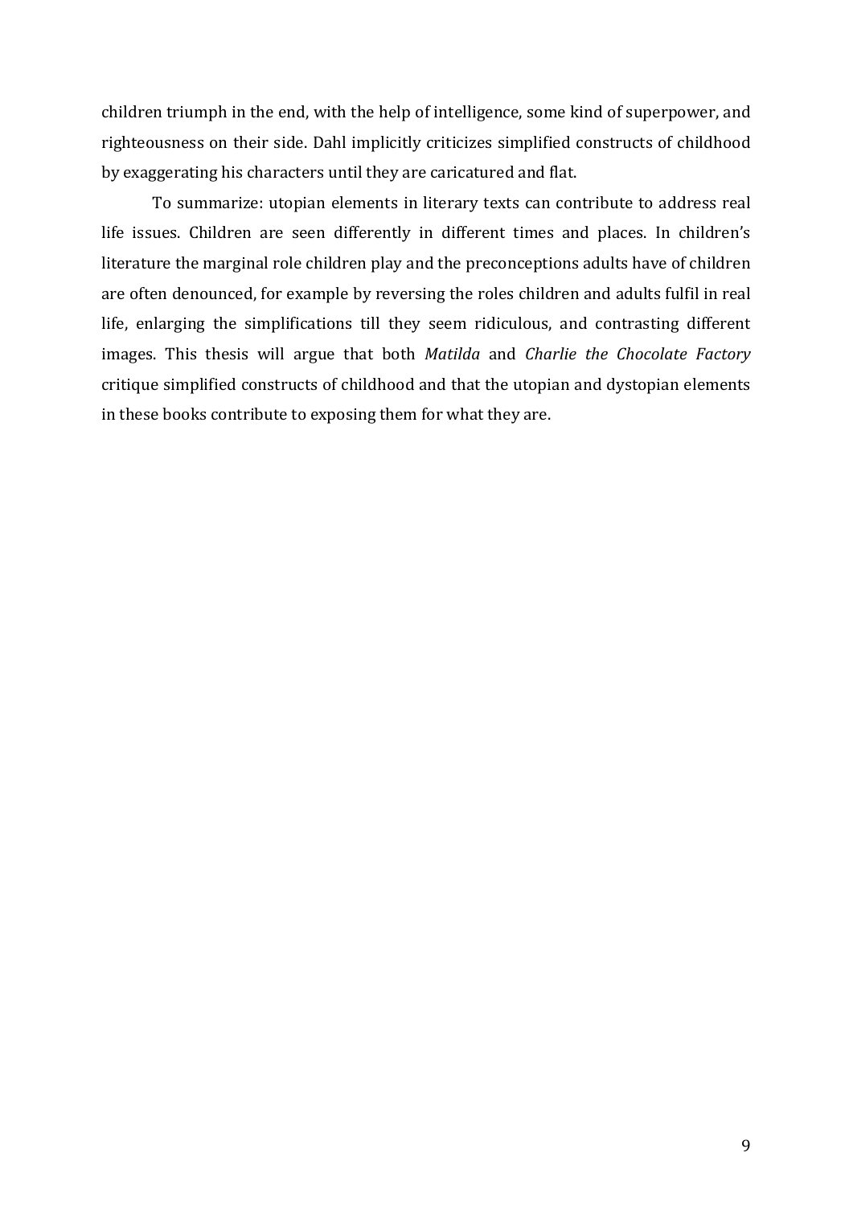children triumph in the end, with the help of intelligence, some kind of superpower, and righteousness on their side. Dahl implicitly criticizes simplified constructs of childhood by exaggerating his characters until they are caricatured and flat.

To summarize: utopian elements in literary texts can contribute to address real life issues. Children are seen differently in different times and places. In children's literature the marginal role children play and the preconceptions adults have of children are often denounced, for example by reversing the roles children and adults fulfil in real life, enlarging the simplifications till they seem ridiculous, and contrasting different images. This thesis will argue that both *Matilda* and *Charlie the Chocolate Factory* critique simplified constructs of childhood and that the utopian and dystopian elements in these books contribute to exposing them for what they are.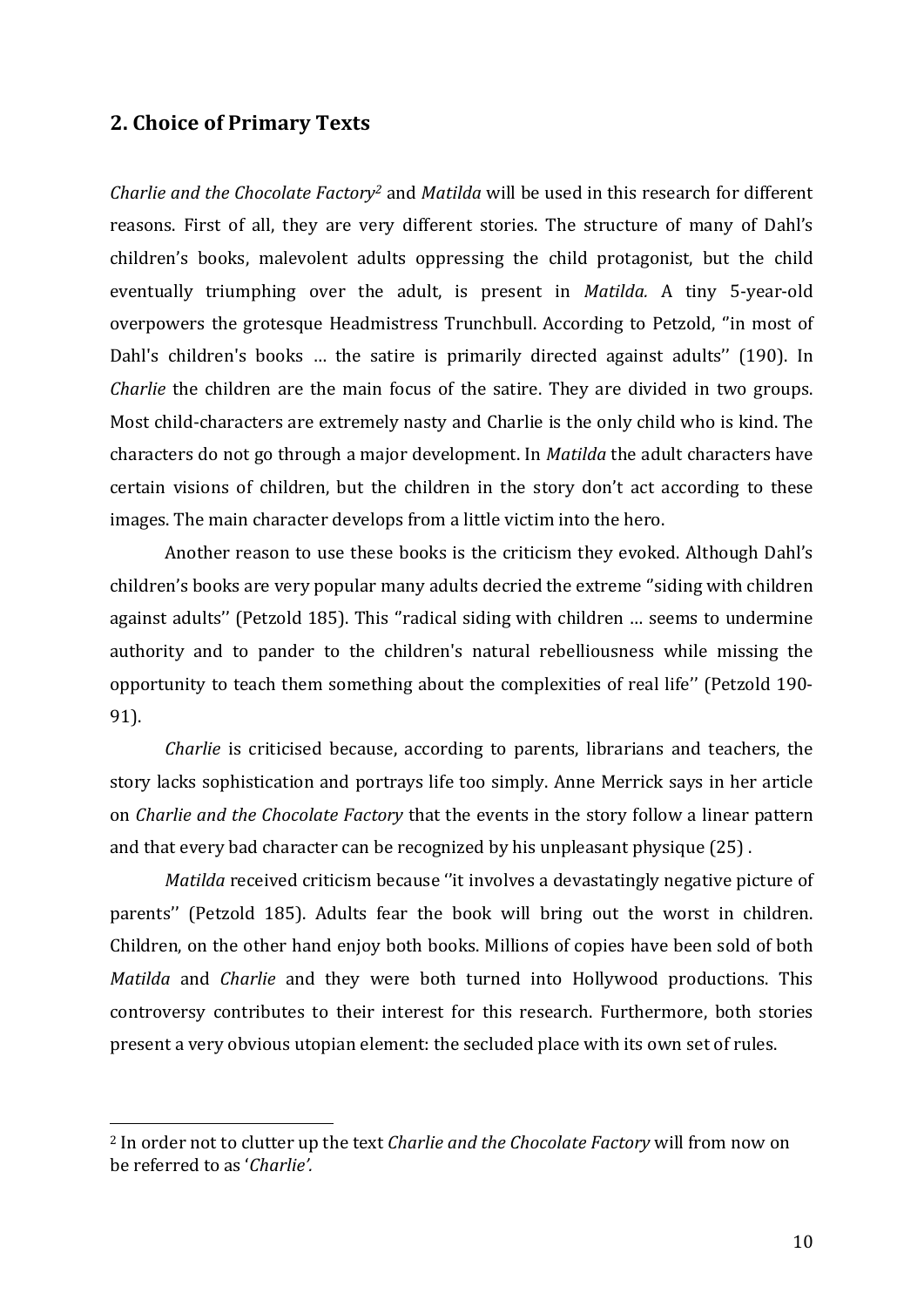## 2. Choice of Primary Texts

*Charlie and the Chocolate Factory*[2] and *Matilda* will be used in this research for different reasons. First of all, they are very different stories. The structure of many of Dahl's children's books, malevolent adults oppressing the child protagonist, but the child eventually triumphing over the adult, is present in *Matilda.* A tiny 5-year-old overpowers the grotesque Headmistress Trunchbull. According to Petzold, ''in most of Dahl's children's books … the satire is primarily directed against adults'' (190). In *Charlie* the children are the main focus of the satire. They are divided in two groups. Most child-characters are extremely nasty and Charlie is the only child who is kind. The characters do not go through a major development. In *Matilda* the adult characters have certain visions of children, but the children in the story don't act according to these images. The main character develops from a little victim into the hero.

Another reason to use these books is the criticism they evoked. Although Dahl's children's books are very popular many adults decried the extreme ''siding with children against adults'' (Petzold 185). This ''radical siding with children … seems to undermine authority and to pander to the children's natural rebelliousness while missing the opportunity to teach them something about the complexities of real life'' (Petzold 190-91).

*Charlie* is criticised because, according to parents, librarians and teachers, the story lacks sophistication and portrays life too simply. Anne Merrick says in her article on *Charlie and the Chocolate Factory* that the events in the story follow a linear pattern and that every bad character can be recognized by his unpleasant physique (25) .

*Matilda* received criticism because ''it involves a devastatingly negative picture of parents'' (Petzold 185). Adults fear the book will bring out the worst in children. Children, on the other hand enjoy both books. Millions of copies have been sold of both *Matilda* and *Charlie* and they were both turned into Hollywood productions. This controversy contributes to their interest for this research. Furthermore, both stories present a very obvious utopian element: the secluded place with its own set of rules.

---

[2] In order not to clutter up the text *Charlie and the Chocolate Factory* will from now on be referred to as '*Charlie'.*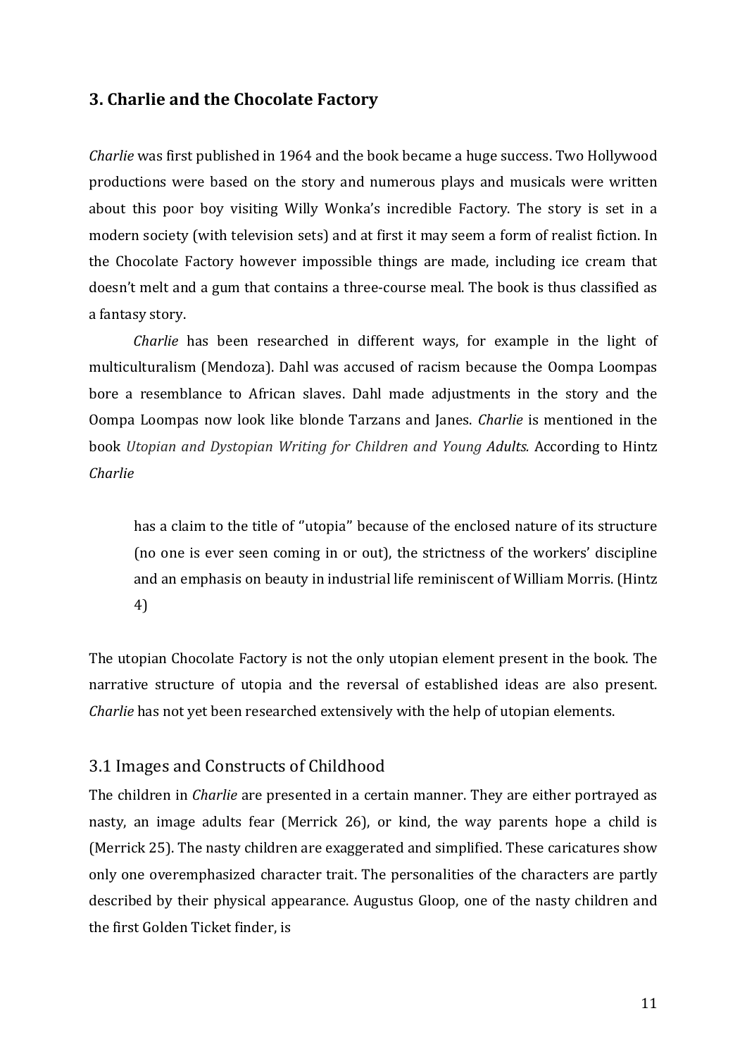## 3. Charlie and the Chocolate Factory

*Charlie* was first published in 1964 and the book became a huge success. Two Hollywood productions were based on the story and numerous plays and musicals were written about this poor boy visiting Willy Wonka's incredible Factory. The story is set in a modern society (with television sets) and at first it may seem a form of realist fiction. In the Chocolate Factory however impossible things are made, including ice cream that doesn't melt and a gum that contains a three-course meal. The book is thus classified as a fantasy story.

*Charlie* has been researched in different ways, for example in the light of multiculturalism (Mendoza). Dahl was accused of racism because the Oompa Loompas bore a resemblance to African slaves. Dahl made adjustments in the story and the Oompa Loompas now look like blonde Tarzans and Janes. *Charlie* is mentioned in the book *Utopian and Dystopian Writing for Children and Young Adults.* According to Hintz *Charlie*

> has a claim to the title of ''utopia'' because of the enclosed nature of its structure (no one is ever seen coming in or out), the strictness of the workers' discipline and an emphasis on beauty in industrial life reminiscent of William Morris. (Hintz 4)

The utopian Chocolate Factory is not the only utopian element present in the book. The narrative structure of utopia and the reversal of established ideas are also present. *Charlie* has not yet been researched extensively with the help of utopian elements.

### 3.1 Images and Constructs of Childhood

The children in *Charlie* are presented in a certain manner. They are either portrayed as nasty, an image adults fear (Merrick 26), or kind, the way parents hope a child is (Merrick 25). The nasty children are exaggerated and simplified. These caricatures show only one overemphasized character trait. The personalities of the characters are partly described by their physical appearance. Augustus Gloop, one of the nasty children and the first Golden Ticket finder, is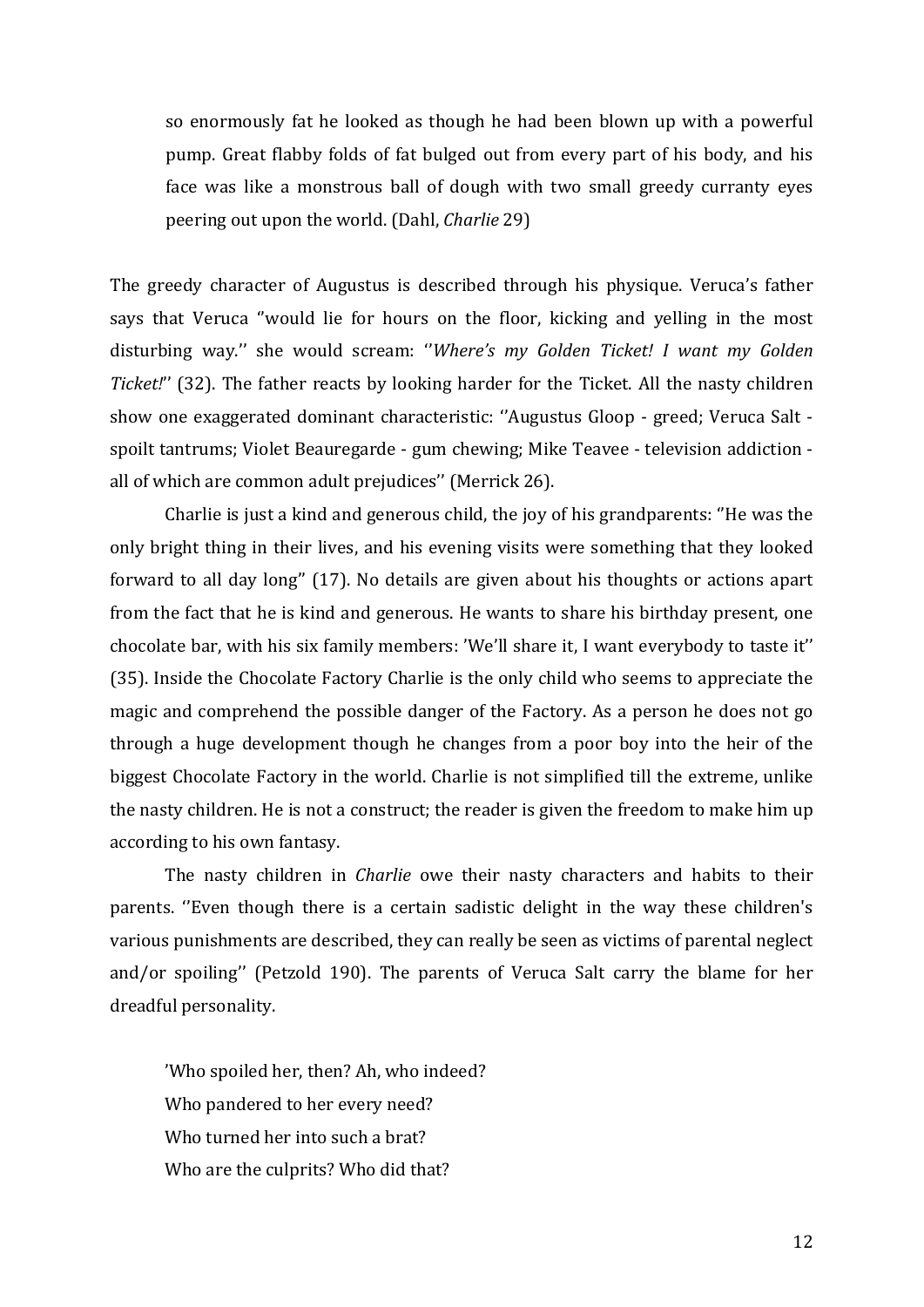> so enormously fat he looked as though he had been blown up with a powerful pump. Great flabby folds of fat bulged out from every part of his body, and his face was like a monstrous ball of dough with two small greedy curranty eyes peering out upon the world. (Dahl, *Charlie* 29)

The greedy character of Augustus is described through his physique. Veruca's father says that Veruca ''would lie for hours on the floor, kicking and yelling in the most disturbing way.'' she would scream: ''*Where's my Golden Ticket! I want my Golden Ticket!*'' (32). The father reacts by looking harder for the Ticket. All the nasty children show one exaggerated dominant characteristic: ''Augustus Gloop - greed; Veruca Salt - spoilt tantrums; Violet Beauregarde - gum chewing; Mike Teavee - television addiction - all of which are common adult prejudices'' (Merrick 26).

Charlie is just a kind and generous child, the joy of his grandparents: ''He was the only bright thing in their lives, and his evening visits were something that they looked forward to all day long'' (17). No details are given about his thoughts or actions apart from the fact that he is kind and generous. He wants to share his birthday present, one chocolate bar, with his six family members: 'We'll share it, I want everybody to taste it'' (35). Inside the Chocolate Factory Charlie is the only child who seems to appreciate the magic and comprehend the possible danger of the Factory. As a person he does not go through a huge development though he changes from a poor boy into the heir of the biggest Chocolate Factory in the world. Charlie is not simplified till the extreme, unlike the nasty children. He is not a construct; the reader is given the freedom to make him up according to his own fantasy.

The nasty children in *Charlie* owe their nasty characters and habits to their parents. ''Even though there is a certain sadistic delight in the way these children's various punishments are described, they can really be seen as victims of parental neglect and/or spoiling'' (Petzold 190). The parents of Veruca Salt carry the blame for her dreadful personality.

> 'Who spoiled her, then? Ah, who indeed?
> Who pandered to her every need?
> Who turned her into such a brat?
> Who are the culprits? Who did that?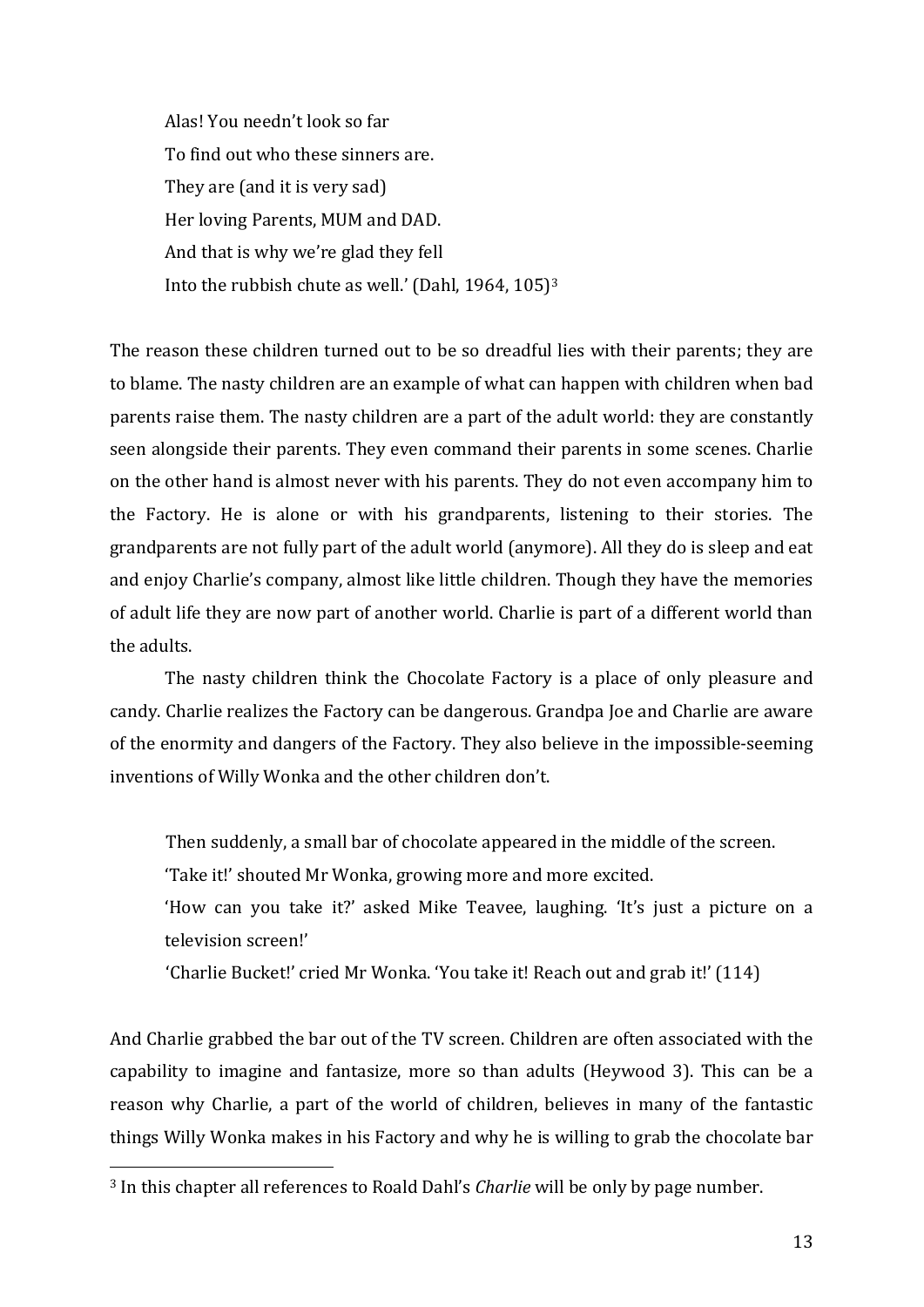> Alas! You needn't look so far
> To find out who these sinners are.
> They are (and it is very sad)
> Her loving Parents, MUM and DAD.
> And that is why we're glad they fell
> Into the rubbish chute as well.' (Dahl, 1964, 105)[3]

The reason these children turned out to be so dreadful lies with their parents; they are to blame. The nasty children are an example of what can happen with children when bad parents raise them. The nasty children are a part of the adult world: they are constantly seen alongside their parents. They even command their parents in some scenes. Charlie on the other hand is almost never with his parents. They do not even accompany him to the Factory. He is alone or with his grandparents, listening to their stories. The grandparents are not fully part of the adult world (anymore). All they do is sleep and eat and enjoy Charlie's company, almost like little children. Though they have the memories of adult life they are now part of another world. Charlie is part of a different world than the adults.

The nasty children think the Chocolate Factory is a place of only pleasure and candy. Charlie realizes the Factory can be dangerous. Grandpa Joe and Charlie are aware of the enormity and dangers of the Factory. They also believe in the impossible-seeming inventions of Willy Wonka and the other children don't.

> Then suddenly, a small bar of chocolate appeared in the middle of the screen.
> 'Take it!' shouted Mr Wonka, growing more and more excited.
> 'How can you take it?' asked Mike Teavee, laughing. 'It's just a picture on a television screen!'
> 'Charlie Bucket!' cried Mr Wonka. 'You take it! Reach out and grab it!' (114)

And Charlie grabbed the bar out of the TV screen. Children are often associated with the capability to imagine and fantasize, more so than adults (Heywood 3). This can be a reason why Charlie, a part of the world of children, believes in many of the fantastic things Willy Wonka makes in his Factory and why he is willing to grab the chocolate bar

[3] In this chapter all references to Roald Dahl's *Charlie* will be only by page number.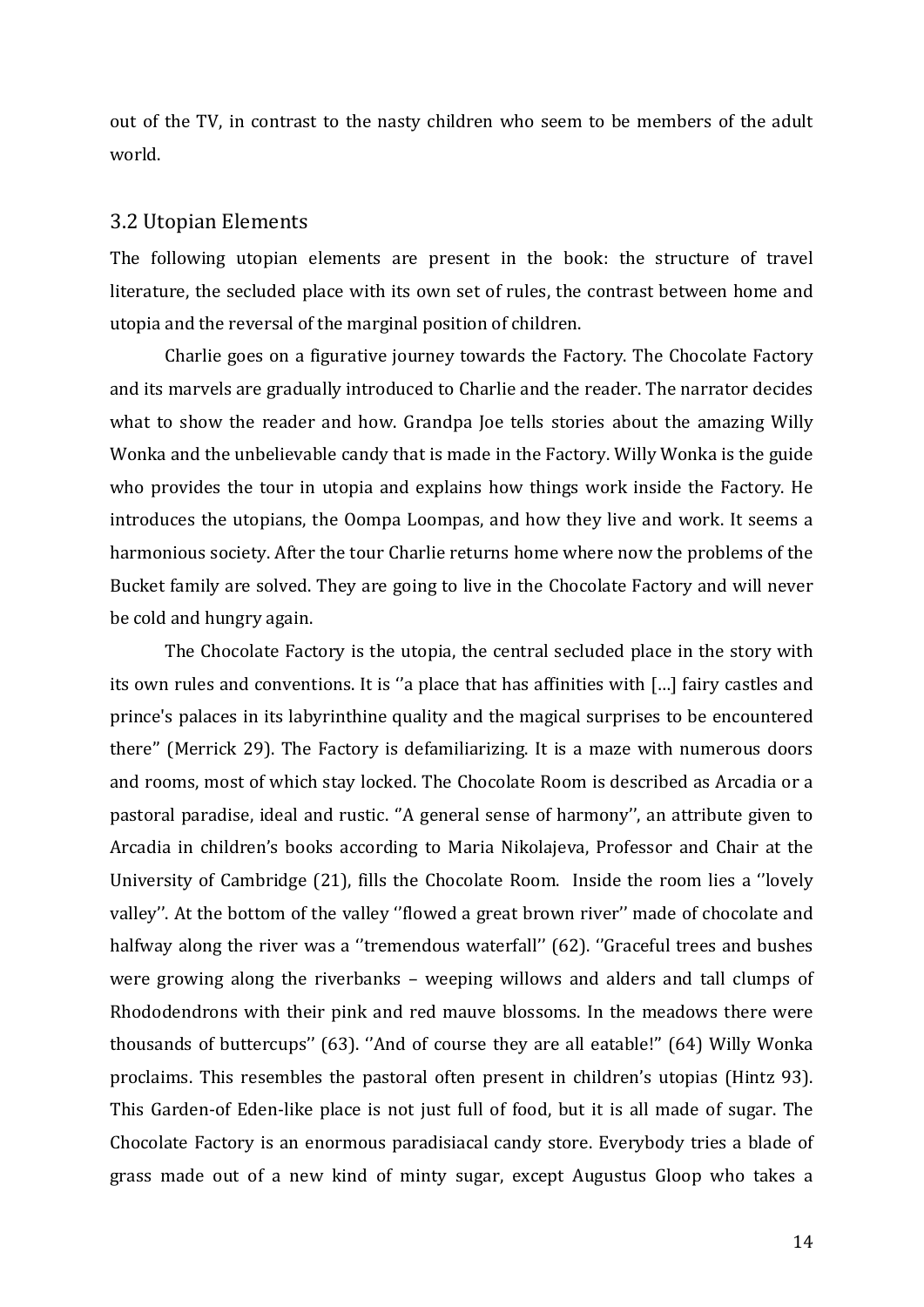out of the TV, in contrast to the nasty children who seem to be members of the adult world.

## 3.2 Utopian Elements

The following utopian elements are present in the book: the structure of travel literature, the secluded place with its own set of rules, the contrast between home and utopia and the reversal of the marginal position of children.

Charlie goes on a figurative journey towards the Factory. The Chocolate Factory and its marvels are gradually introduced to Charlie and the reader. The narrator decides what to show the reader and how. Grandpa Joe tells stories about the amazing Willy Wonka and the unbelievable candy that is made in the Factory. Willy Wonka is the guide who provides the tour in utopia and explains how things work inside the Factory. He introduces the utopians, the Oompa Loompas, and how they live and work. It seems a harmonious society. After the tour Charlie returns home where now the problems of the Bucket family are solved. They are going to live in the Chocolate Factory and will never be cold and hungry again.

The Chocolate Factory is the utopia, the central secluded place in the story with its own rules and conventions. It is ''a place that has affinities with [...] fairy castles and prince's palaces in its labyrinthine quality and the magical surprises to be encountered there'' (Merrick 29). The Factory is defamiliarizing. It is a maze with numerous doors and rooms, most of which stay locked. The Chocolate Room is described as Arcadia or a pastoral paradise, ideal and rustic. ''A general sense of harmony'', an attribute given to Arcadia in children's books according to Maria Nikolajeva, Professor and Chair at the University of Cambridge (21), fills the Chocolate Room. Inside the room lies a ''lovely valley''. At the bottom of the valley ''flowed a great brown river'' made of chocolate and halfway along the river was a ''tremendous waterfall'' (62). ''Graceful trees and bushes were growing along the riverbanks – weeping willows and alders and tall clumps of Rhododendrons with their pink and red mauve blossoms. In the meadows there were thousands of buttercups'' (63). ''And of course they are all eatable!'' (64) Willy Wonka proclaims. This resembles the pastoral often present in children's utopias (Hintz 93). This Garden-of Eden-like place is not just full of food, but it is all made of sugar. The Chocolate Factory is an enormous paradisiacal candy store. Everybody tries a blade of grass made out of a new kind of minty sugar, except Augustus Gloop who takes a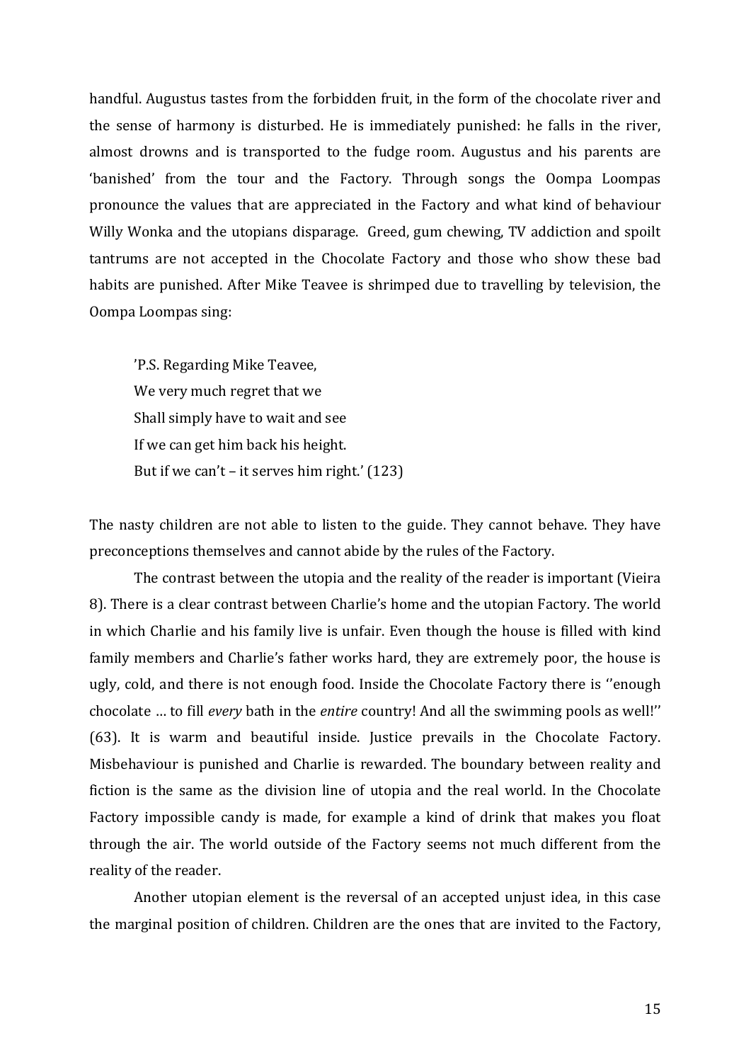handful. Augustus tastes from the forbidden fruit, in the form of the chocolate river and the sense of harmony is disturbed. He is immediately punished: he falls in the river, almost drowns and is transported to the fudge room. Augustus and his parents are 'banished' from the tour and the Factory. Through songs the Oompa Loompas pronounce the values that are appreciated in the Factory and what kind of behaviour Willy Wonka and the utopians disparage. Greed, gum chewing, TV addiction and spoilt tantrums are not accepted in the Chocolate Factory and those who show these bad habits are punished. After Mike Teavee is shrimped due to travelling by television, the Oompa Loompas sing:

> 'P.S. Regarding Mike Teavee,
> We very much regret that we
> Shall simply have to wait and see
> If we can get him back his height.
> But if we can't – it serves him right.' (123)

The nasty children are not able to listen to the guide. They cannot behave. They have preconceptions themselves and cannot abide by the rules of the Factory.

The contrast between the utopia and the reality of the reader is important (Vieira 8). There is a clear contrast between Charlie's home and the utopian Factory. The world in which Charlie and his family live is unfair. Even though the house is filled with kind family members and Charlie's father works hard, they are extremely poor, the house is ugly, cold, and there is not enough food. Inside the Chocolate Factory there is ''enough chocolate … to fill *every* bath in the *entire* country! And all the swimming pools as well!'' (63). It is warm and beautiful inside. Justice prevails in the Chocolate Factory. Misbehaviour is punished and Charlie is rewarded. The boundary between reality and fiction is the same as the division line of utopia and the real world. In the Chocolate Factory impossible candy is made, for example a kind of drink that makes you float through the air. The world outside of the Factory seems not much different from the reality of the reader.

Another utopian element is the reversal of an accepted unjust idea, in this case the marginal position of children. Children are the ones that are invited to the Factory,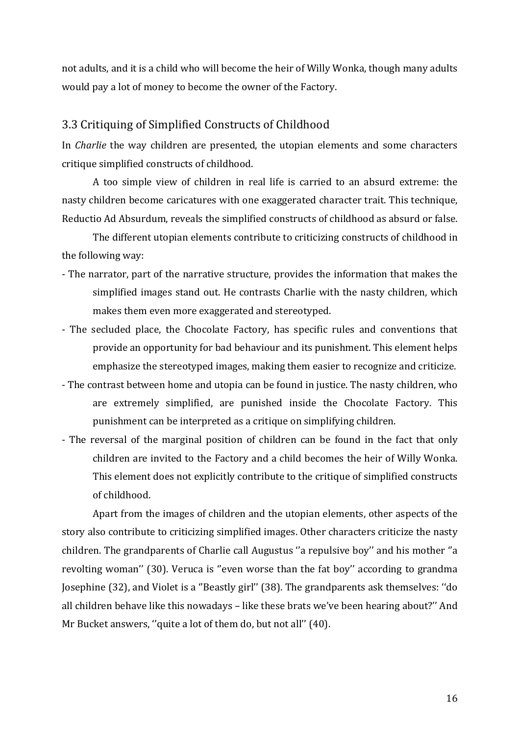not adults, and it is a child who will become the heir of Willy Wonka, though many adults would pay a lot of money to become the owner of the Factory.

## 3.3 Critiquing of Simplified Constructs of Childhood

In *Charlie* the way children are presented, the utopian elements and some characters critique simplified constructs of childhood.

A too simple view of children in real life is carried to an absurd extreme: the nasty children become caricatures with one exaggerated character trait. This technique, Reductio Ad Absurdum, reveals the simplified constructs of childhood as absurd or false.

The different utopian elements contribute to criticizing constructs of childhood in the following way:

- The narrator, part of the narrative structure, provides the information that makes the simplified images stand out. He contrasts Charlie with the nasty children, which makes them even more exaggerated and stereotyped.
- The secluded place, the Chocolate Factory, has specific rules and conventions that provide an opportunity for bad behaviour and its punishment. This element helps emphasize the stereotyped images, making them easier to recognize and criticize.
- The contrast between home and utopia can be found in justice. The nasty children, who are extremely simplified, are punished inside the Chocolate Factory. This punishment can be interpreted as a critique on simplifying children.
- The reversal of the marginal position of children can be found in the fact that only children are invited to the Factory and a child becomes the heir of Willy Wonka. This element does not explicitly contribute to the critique of simplified constructs of childhood.

Apart from the images of children and the utopian elements, other aspects of the story also contribute to criticizing simplified images. Other characters criticize the nasty children. The grandparents of Charlie call Augustus ''a repulsive boy'' and his mother ''a revolting woman'' (30). Veruca is ''even worse than the fat boy'' according to grandma Josephine (32), and Violet is a ''Beastly girl'' (38). The grandparents ask themselves: ''do all children behave like this nowadays – like these brats we've been hearing about?'' And Mr Bucket answers, ''quite a lot of them do, but not all'' (40).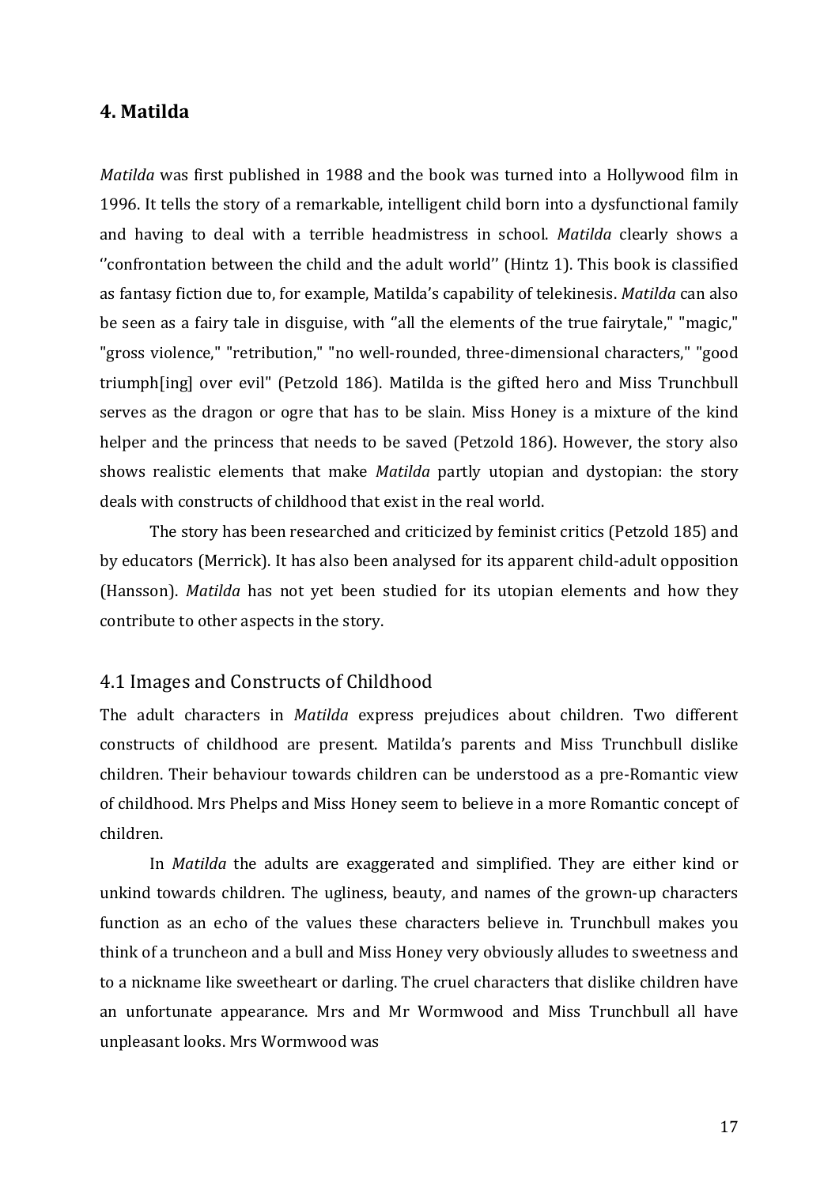## 4. Matilda

*Matilda* was first published in 1988 and the book was turned into a Hollywood film in 1996. It tells the story of a remarkable, intelligent child born into a dysfunctional family and having to deal with a terrible headmistress in school. *Matilda* clearly shows a ''confrontation between the child and the adult world'' (Hintz 1). This book is classified as fantasy fiction due to, for example, Matilda's capability of telekinesis. *Matilda* can also be seen as a fairy tale in disguise, with ''all the elements of the true fairytale," "magic," "gross violence," "retribution," "no well-rounded, three-dimensional characters," "good triumph[ing] over evil" (Petzold 186). Matilda is the gifted hero and Miss Trunchbull serves as the dragon or ogre that has to be slain. Miss Honey is a mixture of the kind helper and the princess that needs to be saved (Petzold 186). However, the story also shows realistic elements that make *Matilda* partly utopian and dystopian: the story deals with constructs of childhood that exist in the real world.

The story has been researched and criticized by feminist critics (Petzold 185) and by educators (Merrick). It has also been analysed for its apparent child-adult opposition (Hansson). *Matilda* has not yet been studied for its utopian elements and how they contribute to other aspects in the story.

### 4.1 Images and Constructs of Childhood

The adult characters in *Matilda* express prejudices about children. Two different constructs of childhood are present. Matilda's parents and Miss Trunchbull dislike children. Their behaviour towards children can be understood as a pre-Romantic view of childhood. Mrs Phelps and Miss Honey seem to believe in a more Romantic concept of children.

In *Matilda* the adults are exaggerated and simplified. They are either kind or unkind towards children. The ugliness, beauty, and names of the grown-up characters function as an echo of the values these characters believe in. Trunchbull makes you think of a truncheon and a bull and Miss Honey very obviously alludes to sweetness and to a nickname like sweetheart or darling. The cruel characters that dislike children have an unfortunate appearance. Mrs and Mr Wormwood and Miss Trunchbull all have unpleasant looks. Mrs Wormwood was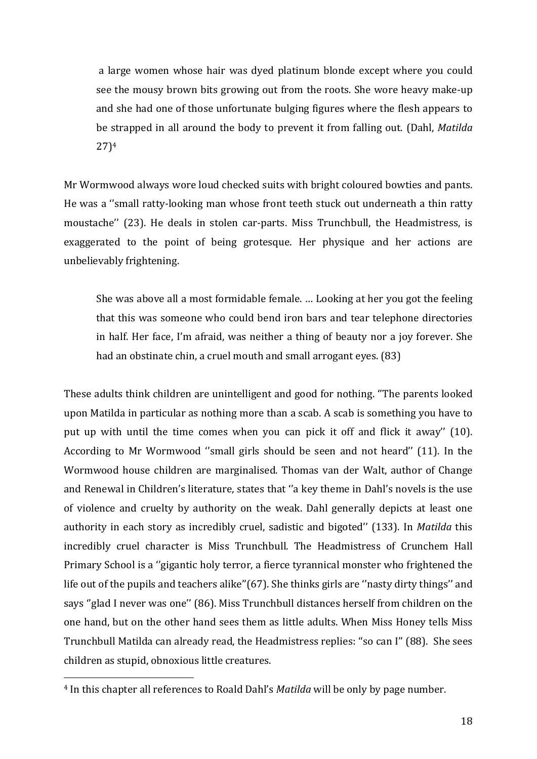> a large women whose hair was dyed platinum blonde except where you could see the mousy brown bits growing out from the roots. She wore heavy make-up and she had one of those unfortunate bulging figures where the flesh appears to be strapped in all around the body to prevent it from falling out. (Dahl, *Matilda* 27)[4]

Mr Wormwood always wore loud checked suits with bright coloured bowties and pants. He was a ''small ratty-looking man whose front teeth stuck out underneath a thin ratty moustache'' (23). He deals in stolen car-parts. Miss Trunchbull, the Headmistress, is exaggerated to the point of being grotesque. Her physique and her actions are unbelievably frightening.

> She was above all a most formidable female. … Looking at her you got the feeling that this was someone who could bend iron bars and tear telephone directories in half. Her face, I'm afraid, was neither a thing of beauty nor a joy forever. She had an obstinate chin, a cruel mouth and small arrogant eyes. (83)

These adults think children are unintelligent and good for nothing. ''The parents looked upon Matilda in particular as nothing more than a scab. A scab is something you have to put up with until the time comes when you can pick it off and flick it away'' (10). According to Mr Wormwood ''small girls should be seen and not heard'' (11). In the Wormwood house children are marginalised. Thomas van der Walt, author of Change and Renewal in Children's literature, states that ''a key theme in Dahl's novels is the use of violence and cruelty by authority on the weak. Dahl generally depicts at least one authority in each story as incredibly cruel, sadistic and bigoted'' (133). In *Matilda* this incredibly cruel character is Miss Trunchbull. The Headmistress of Crunchem Hall Primary School is a ''gigantic holy terror, a fierce tyrannical monster who frightened the life out of the pupils and teachers alike"(67). She thinks girls are ''nasty dirty things'' and says ''glad I never was one'' (86). Miss Trunchbull distances herself from children on the one hand, but on the other hand sees them as little adults. When Miss Honey tells Miss Trunchbull Matilda can already read, the Headmistress replies: "so can I" (88). She sees children as stupid, obnoxious little creatures.

[4] In this chapter all references to Roald Dahl's *Matilda* will be only by page number.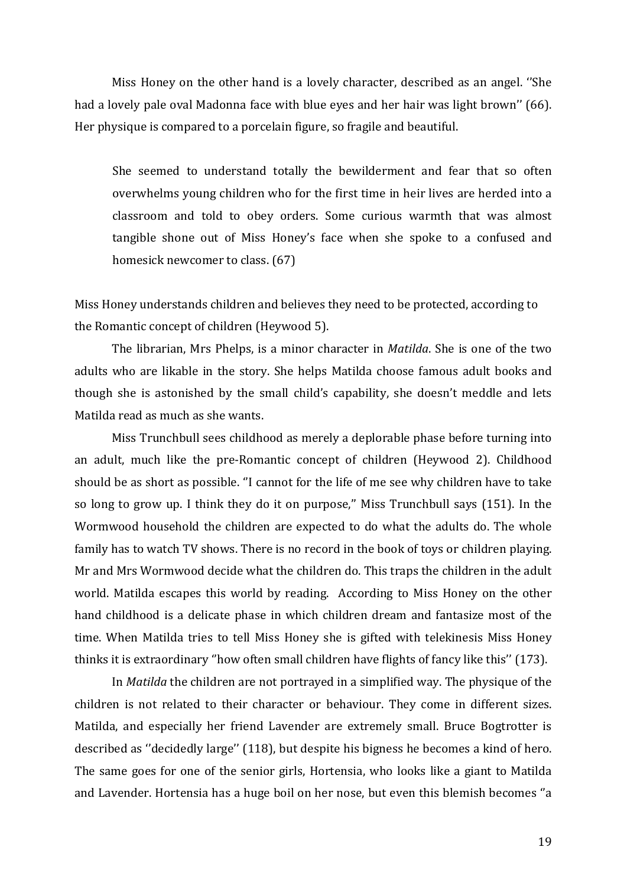Miss Honey on the other hand is a lovely character, described as an angel. ''She had a lovely pale oval Madonna face with blue eyes and her hair was light brown'' (66). Her physique is compared to a porcelain figure, so fragile and beautiful.

> She seemed to understand totally the bewilderment and fear that so often overwhelms young children who for the first time in heir lives are herded into a classroom and told to obey orders. Some curious warmth that was almost tangible shone out of Miss Honey's face when she spoke to a confused and homesick newcomer to class. (67)

Miss Honey understands children and believes they need to be protected, according to the Romantic concept of children (Heywood 5).

The librarian, Mrs Phelps, is a minor character in *Matilda*. She is one of the two adults who are likable in the story. She helps Matilda choose famous adult books and though she is astonished by the small child's capability, she doesn't meddle and lets Matilda read as much as she wants.

Miss Trunchbull sees childhood as merely a deplorable phase before turning into an adult, much like the pre-Romantic concept of children (Heywood 2). Childhood should be as short as possible. ''I cannot for the life of me see why children have to take so long to grow up. I think they do it on purpose,'' Miss Trunchbull says (151). In the Wormwood household the children are expected to do what the adults do. The whole family has to watch TV shows. There is no record in the book of toys or children playing. Mr and Mrs Wormwood decide what the children do. This traps the children in the adult world. Matilda escapes this world by reading. According to Miss Honey on the other hand childhood is a delicate phase in which children dream and fantasize most of the time. When Matilda tries to tell Miss Honey she is gifted with telekinesis Miss Honey thinks it is extraordinary ''how often small children have flights of fancy like this'' (173).

In *Matilda* the children are not portrayed in a simplified way. The physique of the children is not related to their character or behaviour. They come in different sizes. Matilda, and especially her friend Lavender are extremely small. Bruce Bogtrotter is described as ''decidedly large'' (118), but despite his bigness he becomes a kind of hero. The same goes for one of the senior girls, Hortensia, who looks like a giant to Matilda and Lavender. Hortensia has a huge boil on her nose, but even this blemish becomes ''a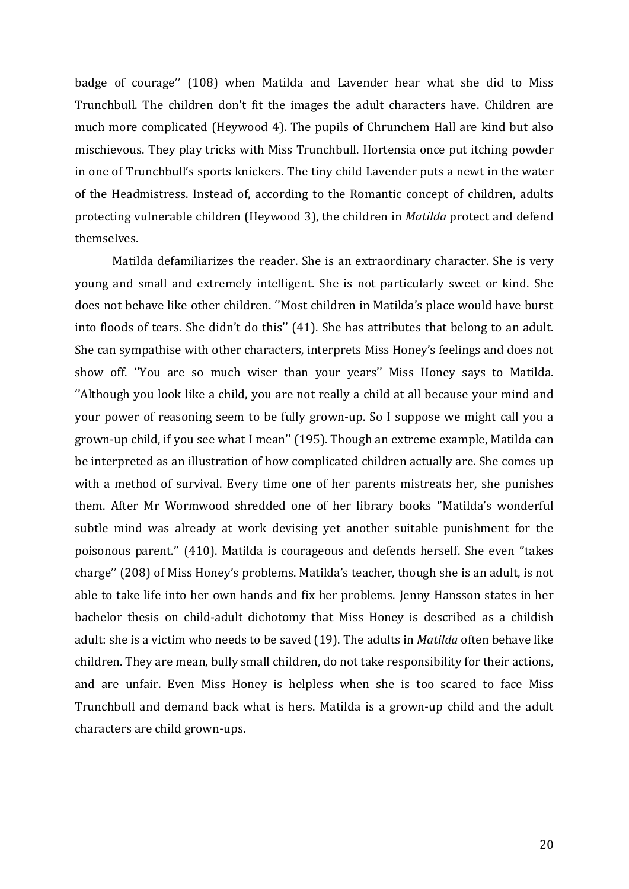badge of courage'' (108) when Matilda and Lavender hear what she did to Miss Trunchbull. The children don't fit the images the adult characters have. Children are much more complicated (Heywood 4). The pupils of Chrunchem Hall are kind but also mischievous. They play tricks with Miss Trunchbull. Hortensia once put itching powder in one of Trunchbull's sports knickers. The tiny child Lavender puts a newt in the water of the Headmistress. Instead of, according to the Romantic concept of children, adults protecting vulnerable children (Heywood 3), the children in *Matilda* protect and defend themselves.

Matilda defamiliarizes the reader. She is an extraordinary character. She is very young and small and extremely intelligent. She is not particularly sweet or kind. She does not behave like other children. ''Most children in Matilda's place would have burst into floods of tears. She didn't do this'' (41). She has attributes that belong to an adult. She can sympathise with other characters, interprets Miss Honey's feelings and does not show off. ''You are so much wiser than your years'' Miss Honey says to Matilda. ''Although you look like a child, you are not really a child at all because your mind and your power of reasoning seem to be fully grown-up. So I suppose we might call you a grown-up child, if you see what I mean'' (195). Though an extreme example, Matilda can be interpreted as an illustration of how complicated children actually are. She comes up with a method of survival. Every time one of her parents mistreats her, she punishes them. After Mr Wormwood shredded one of her library books ''Matilda's wonderful subtle mind was already at work devising yet another suitable punishment for the poisonous parent.'' (410). Matilda is courageous and defends herself. She even ''takes charge'' (208) of Miss Honey's problems. Matilda's teacher, though she is an adult, is not able to take life into her own hands and fix her problems. Jenny Hansson states in her bachelor thesis on child-adult dichotomy that Miss Honey is described as a childish adult: she is a victim who needs to be saved (19). The adults in *Matilda* often behave like children. They are mean, bully small children, do not take responsibility for their actions, and are unfair. Even Miss Honey is helpless when she is too scared to face Miss Trunchbull and demand back what is hers. Matilda is a grown-up child and the adult characters are child grown-ups.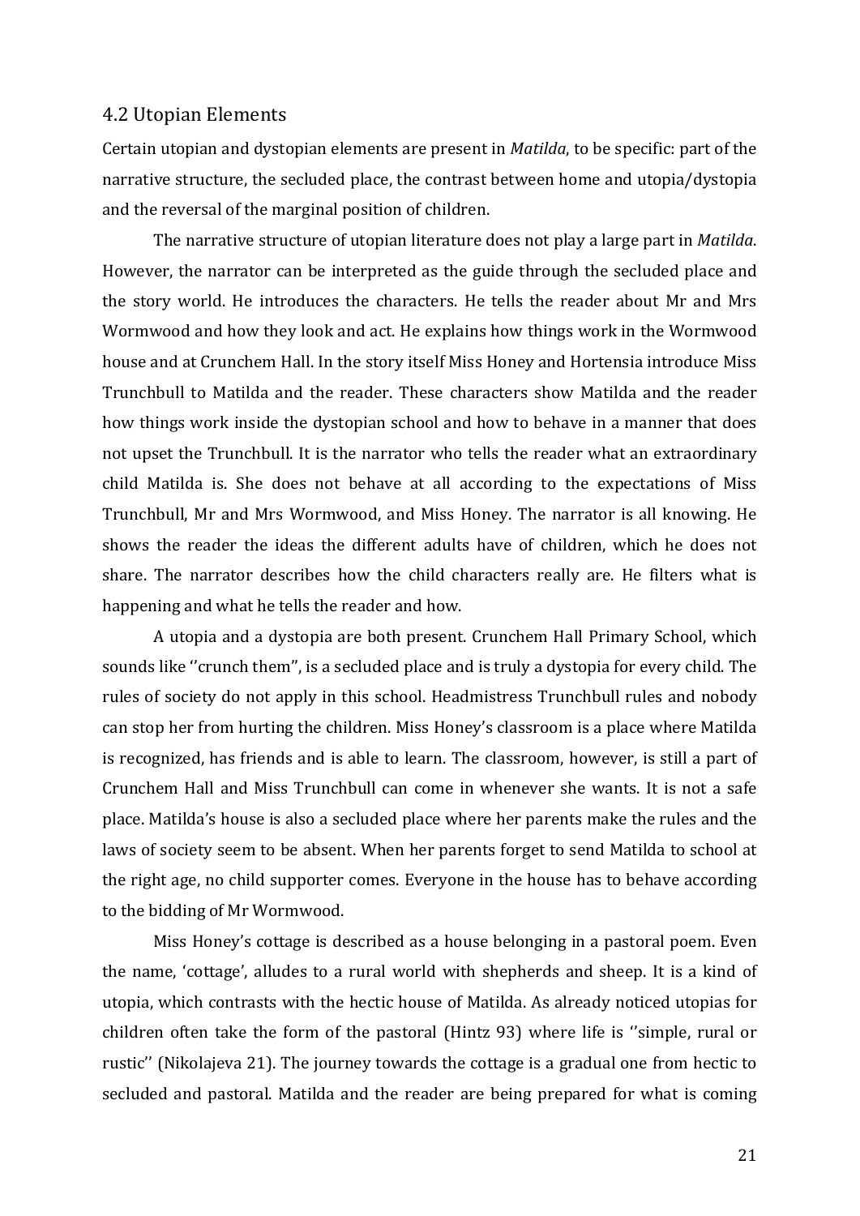## 4.2 Utopian Elements

Certain utopian and dystopian elements are present in *Matilda*, to be specific: part of the narrative structure, the secluded place, the contrast between home and utopia/dystopia and the reversal of the marginal position of children.

The narrative structure of utopian literature does not play a large part in *Matilda*. However, the narrator can be interpreted as the guide through the secluded place and the story world. He introduces the characters. He tells the reader about Mr and Mrs Wormwood and how they look and act. He explains how things work in the Wormwood house and at Crunchem Hall. In the story itself Miss Honey and Hortensia introduce Miss Trunchbull to Matilda and the reader. These characters show Matilda and the reader how things work inside the dystopian school and how to behave in a manner that does not upset the Trunchbull. It is the narrator who tells the reader what an extraordinary child Matilda is. She does not behave at all according to the expectations of Miss Trunchbull, Mr and Mrs Wormwood, and Miss Honey. The narrator is all knowing. He shows the reader the ideas the different adults have of children, which he does not share. The narrator describes how the child characters really are. He filters what is happening and what he tells the reader and how.

A utopia and a dystopia are both present. Crunchem Hall Primary School, which sounds like ''crunch them'', is a secluded place and is truly a dystopia for every child. The rules of society do not apply in this school. Headmistress Trunchbull rules and nobody can stop her from hurting the children. Miss Honey's classroom is a place where Matilda is recognized, has friends and is able to learn. The classroom, however, is still a part of Crunchem Hall and Miss Trunchbull can come in whenever she wants. It is not a safe place. Matilda's house is also a secluded place where her parents make the rules and the laws of society seem to be absent. When her parents forget to send Matilda to school at the right age, no child supporter comes. Everyone in the house has to behave according to the bidding of Mr Wormwood.

Miss Honey's cottage is described as a house belonging in a pastoral poem. Even the name, 'cottage', alludes to a rural world with shepherds and sheep. It is a kind of utopia, which contrasts with the hectic house of Matilda. As already noticed utopias for children often take the form of the pastoral (Hintz 93) where life is ''simple, rural or rustic'' (Nikolajeva 21). The journey towards the cottage is a gradual one from hectic to secluded and pastoral. Matilda and the reader are being prepared for what is coming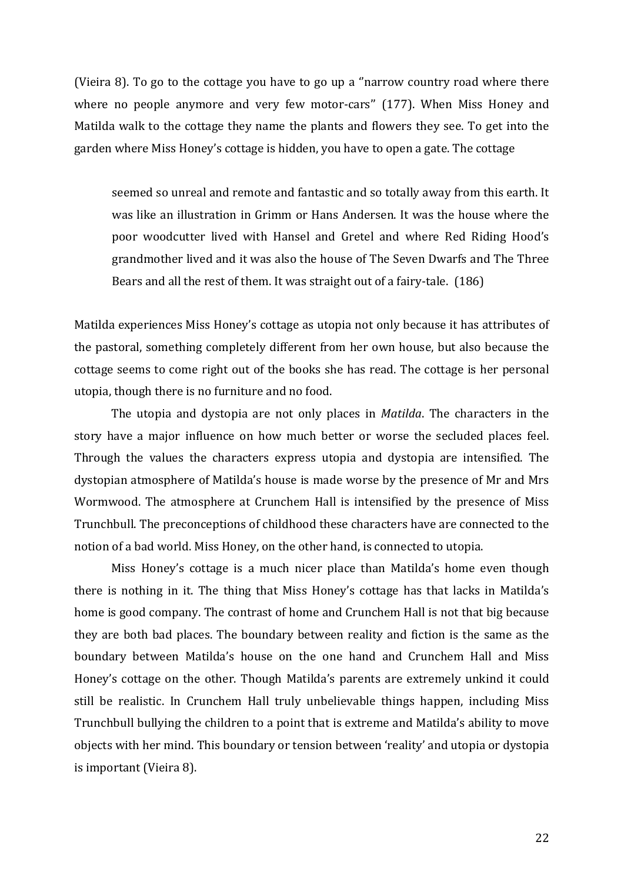(Vieira 8). To go to the cottage you have to go up a "narrow country road where there where no people anymore and very few motor-cars" (177). When Miss Honey and Matilda walk to the cottage they name the plants and flowers they see. To get into the garden where Miss Honey's cottage is hidden, you have to open a gate. The cottage

> seemed so unreal and remote and fantastic and so totally away from this earth. It was like an illustration in Grimm or Hans Andersen. It was the house where the poor woodcutter lived with Hansel and Gretel and where Red Riding Hood's grandmother lived and it was also the house of The Seven Dwarfs and The Three Bears and all the rest of them. It was straight out of a fairy-tale. (186)

Matilda experiences Miss Honey's cottage as utopia not only because it has attributes of the pastoral, something completely different from her own house, but also because the cottage seems to come right out of the books she has read. The cottage is her personal utopia, though there is no furniture and no food.

The utopia and dystopia are not only places in *Matilda*. The characters in the story have a major influence on how much better or worse the secluded places feel. Through the values the characters express utopia and dystopia are intensified. The dystopian atmosphere of Matilda's house is made worse by the presence of Mr and Mrs Wormwood. The atmosphere at Crunchem Hall is intensified by the presence of Miss Trunchbull. The preconceptions of childhood these characters have are connected to the notion of a bad world. Miss Honey, on the other hand, is connected to utopia.

Miss Honey's cottage is a much nicer place than Matilda's home even though there is nothing in it. The thing that Miss Honey's cottage has that lacks in Matilda's home is good company. The contrast of home and Crunchem Hall is not that big because they are both bad places. The boundary between reality and fiction is the same as the boundary between Matilda's house on the one hand and Crunchem Hall and Miss Honey's cottage on the other. Though Matilda's parents are extremely unkind it could still be realistic. In Crunchem Hall truly unbelievable things happen, including Miss Trunchbull bullying the children to a point that is extreme and Matilda's ability to move objects with her mind. This boundary or tension between 'reality' and utopia or dystopia is important (Vieira 8).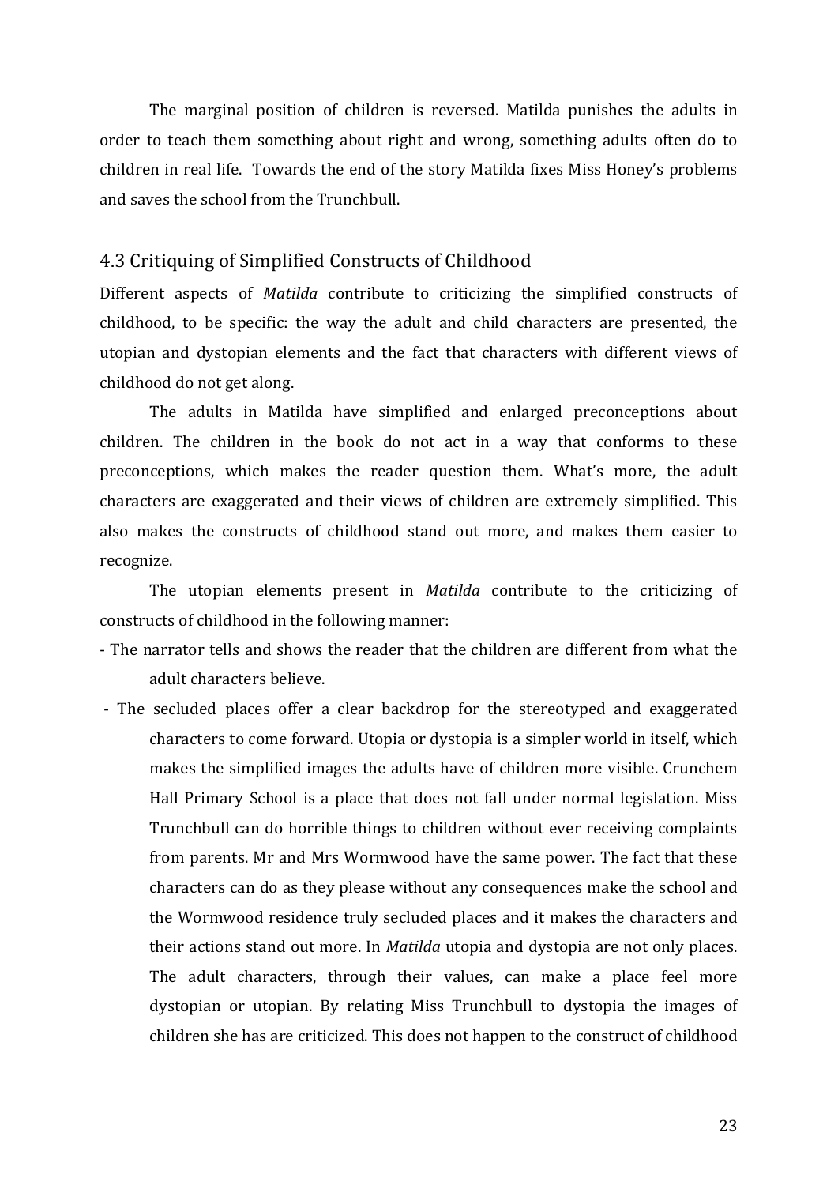The marginal position of children is reversed. Matilda punishes the adults in order to teach them something about right and wrong, something adults often do to children in real life. Towards the end of the story Matilda fixes Miss Honey's problems and saves the school from the Trunchbull.

## 4.3 Critiquing of Simplified Constructs of Childhood

Different aspects of *Matilda* contribute to criticizing the simplified constructs of childhood, to be specific: the way the adult and child characters are presented, the utopian and dystopian elements and the fact that characters with different views of childhood do not get along.

The adults in Matilda have simplified and enlarged preconceptions about children. The children in the book do not act in a way that conforms to these preconceptions, which makes the reader question them. What's more, the adult characters are exaggerated and their views of children are extremely simplified. This also makes the constructs of childhood stand out more, and makes them easier to recognize.

The utopian elements present in *Matilda* contribute to the criticizing of constructs of childhood in the following manner:

- The narrator tells and shows the reader that the children are different from what the adult characters believe.
- The secluded places offer a clear backdrop for the stereotyped and exaggerated characters to come forward. Utopia or dystopia is a simpler world in itself, which makes the simplified images the adults have of children more visible. Crunchem Hall Primary School is a place that does not fall under normal legislation. Miss Trunchbull can do horrible things to children without ever receiving complaints from parents. Mr and Mrs Wormwood have the same power. The fact that these characters can do as they please without any consequences make the school and the Wormwood residence truly secluded places and it makes the characters and their actions stand out more. In *Matilda* utopia and dystopia are not only places. The adult characters, through their values, can make a place feel more dystopian or utopian. By relating Miss Trunchbull to dystopia the images of children she has are criticized. This does not happen to the construct of childhood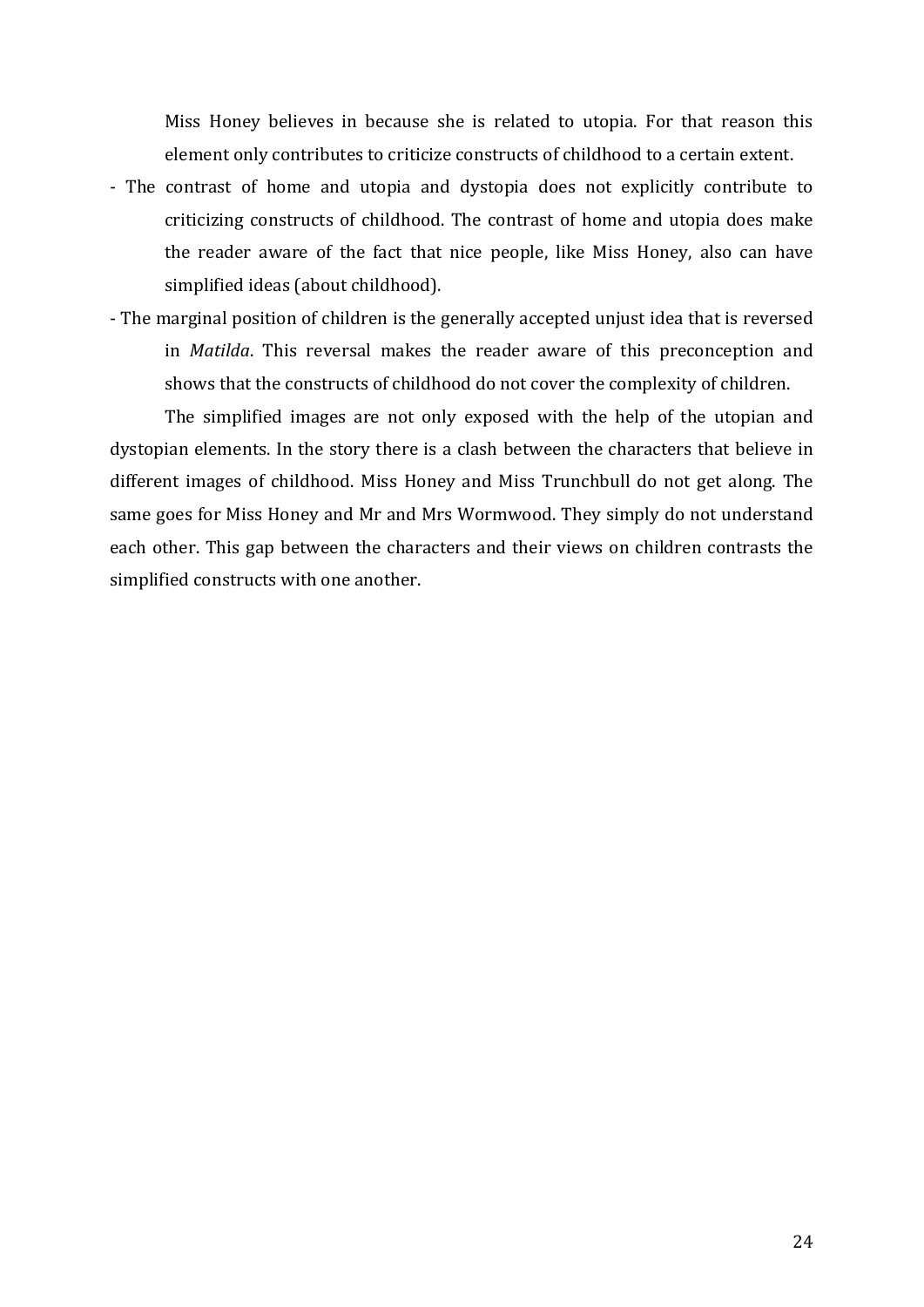Miss Honey believes in because she is related to utopia. For that reason this element only contributes to criticize constructs of childhood to a certain extent.

- The contrast of home and utopia and dystopia does not explicitly contribute to criticizing constructs of childhood. The contrast of home and utopia does make the reader aware of the fact that nice people, like Miss Honey, also can have simplified ideas (about childhood).
- The marginal position of children is the generally accepted unjust idea that is reversed in *Matilda*. This reversal makes the reader aware of this preconception and shows that the constructs of childhood do not cover the complexity of children.

The simplified images are not only exposed with the help of the utopian and dystopian elements. In the story there is a clash between the characters that believe in different images of childhood. Miss Honey and Miss Trunchbull do not get along. The same goes for Miss Honey and Mr and Mrs Wormwood. They simply do not understand each other. This gap between the characters and their views on children contrasts the simplified constructs with one another.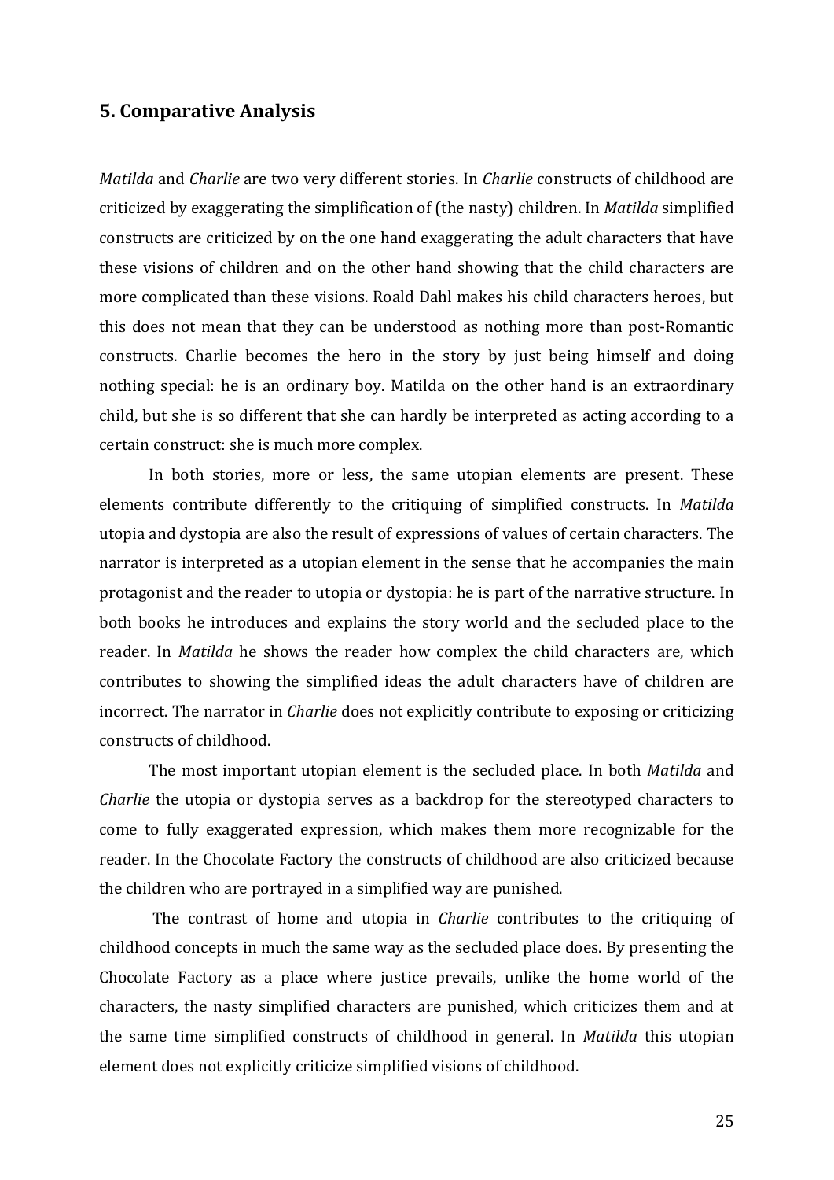## 5. Comparative Analysis

*Matilda* and *Charlie* are two very different stories. In *Charlie* constructs of childhood are criticized by exaggerating the simplification of (the nasty) children. In *Matilda* simplified constructs are criticized by on the one hand exaggerating the adult characters that have these visions of children and on the other hand showing that the child characters are more complicated than these visions. Roald Dahl makes his child characters heroes, but this does not mean that they can be understood as nothing more than post-Romantic constructs. Charlie becomes the hero in the story by just being himself and doing nothing special: he is an ordinary boy. Matilda on the other hand is an extraordinary child, but she is so different that she can hardly be interpreted as acting according to a certain construct: she is much more complex.

In both stories, more or less, the same utopian elements are present. These elements contribute differently to the critiquing of simplified constructs. In *Matilda* utopia and dystopia are also the result of expressions of values of certain characters. The narrator is interpreted as a utopian element in the sense that he accompanies the main protagonist and the reader to utopia or dystopia: he is part of the narrative structure. In both books he introduces and explains the story world and the secluded place to the reader. In *Matilda* he shows the reader how complex the child characters are, which contributes to showing the simplified ideas the adult characters have of children are incorrect. The narrator in *Charlie* does not explicitly contribute to exposing or criticizing constructs of childhood.

The most important utopian element is the secluded place. In both *Matilda* and *Charlie* the utopia or dystopia serves as a backdrop for the stereotyped characters to come to fully exaggerated expression, which makes them more recognizable for the reader. In the Chocolate Factory the constructs of childhood are also criticized because the children who are portrayed in a simplified way are punished.

The contrast of home and utopia in *Charlie* contributes to the critiquing of childhood concepts in much the same way as the secluded place does. By presenting the Chocolate Factory as a place where justice prevails, unlike the home world of the characters, the nasty simplified characters are punished, which criticizes them and at the same time simplified constructs of childhood in general. In *Matilda* this utopian element does not explicitly criticize simplified visions of childhood.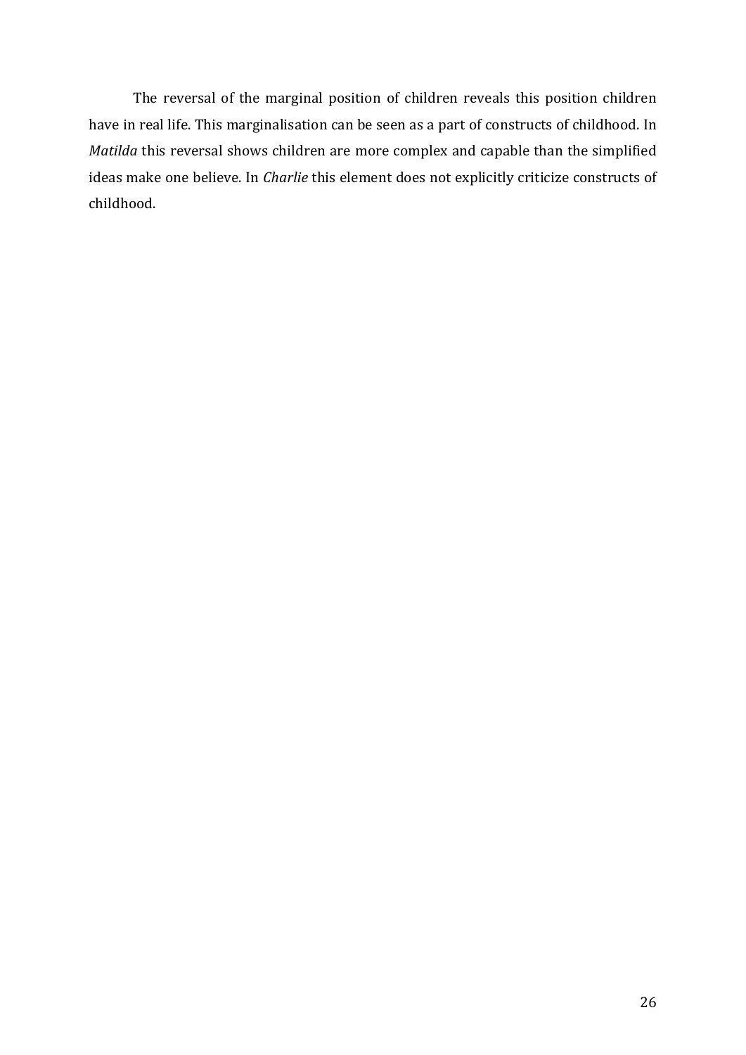The reversal of the marginal position of children reveals this position children have in real life. This marginalisation can be seen as a part of constructs of childhood. In *Matilda* this reversal shows children are more complex and capable than the simplified ideas make one believe. In *Charlie* this element does not explicitly criticize constructs of childhood.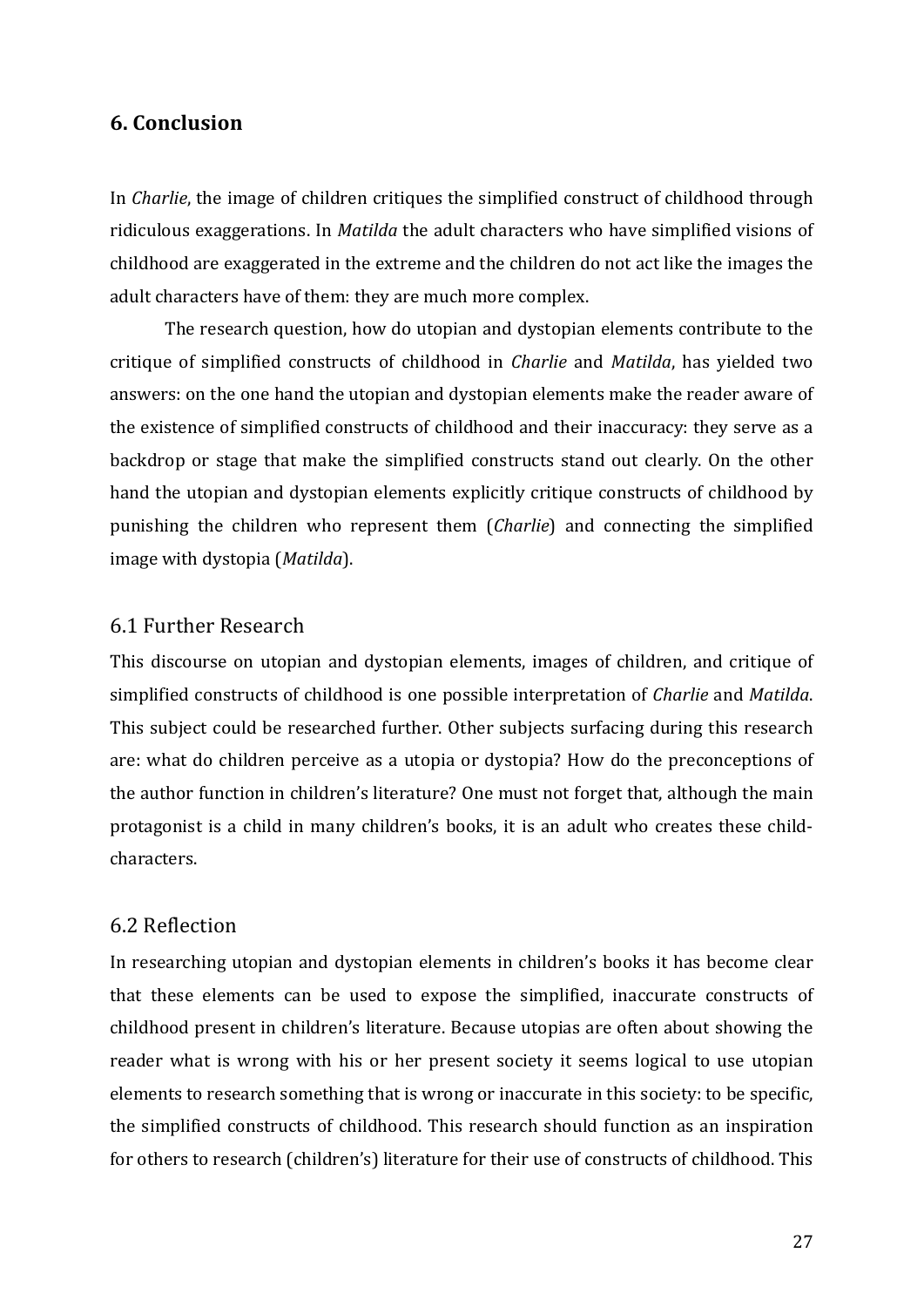## 6. Conclusion

In *Charlie*, the image of children critiques the simplified construct of childhood through ridiculous exaggerations. In *Matilda* the adult characters who have simplified visions of childhood are exaggerated in the extreme and the children do not act like the images the adult characters have of them: they are much more complex.

The research question, how do utopian and dystopian elements contribute to the critique of simplified constructs of childhood in *Charlie* and *Matilda*, has yielded two answers: on the one hand the utopian and dystopian elements make the reader aware of the existence of simplified constructs of childhood and their inaccuracy: they serve as a backdrop or stage that make the simplified constructs stand out clearly. On the other hand the utopian and dystopian elements explicitly critique constructs of childhood by punishing the children who represent them (*Charlie*) and connecting the simplified image with dystopia (*Matilda*).

### 6.1 Further Research

This discourse on utopian and dystopian elements, images of children, and critique of simplified constructs of childhood is one possible interpretation of *Charlie* and *Matilda*. This subject could be researched further. Other subjects surfacing during this research are: what do children perceive as a utopia or dystopia? How do the preconceptions of the author function in children's literature? One must not forget that, although the main protagonist is a child in many children's books, it is an adult who creates these child-characters.

### 6.2 Reflection

In researching utopian and dystopian elements in children's books it has become clear that these elements can be used to expose the simplified, inaccurate constructs of childhood present in children's literature. Because utopias are often about showing the reader what is wrong with his or her present society it seems logical to use utopian elements to research something that is wrong or inaccurate in this society: to be specific, the simplified constructs of childhood. This research should function as an inspiration for others to research (children's) literature for their use of constructs of childhood. This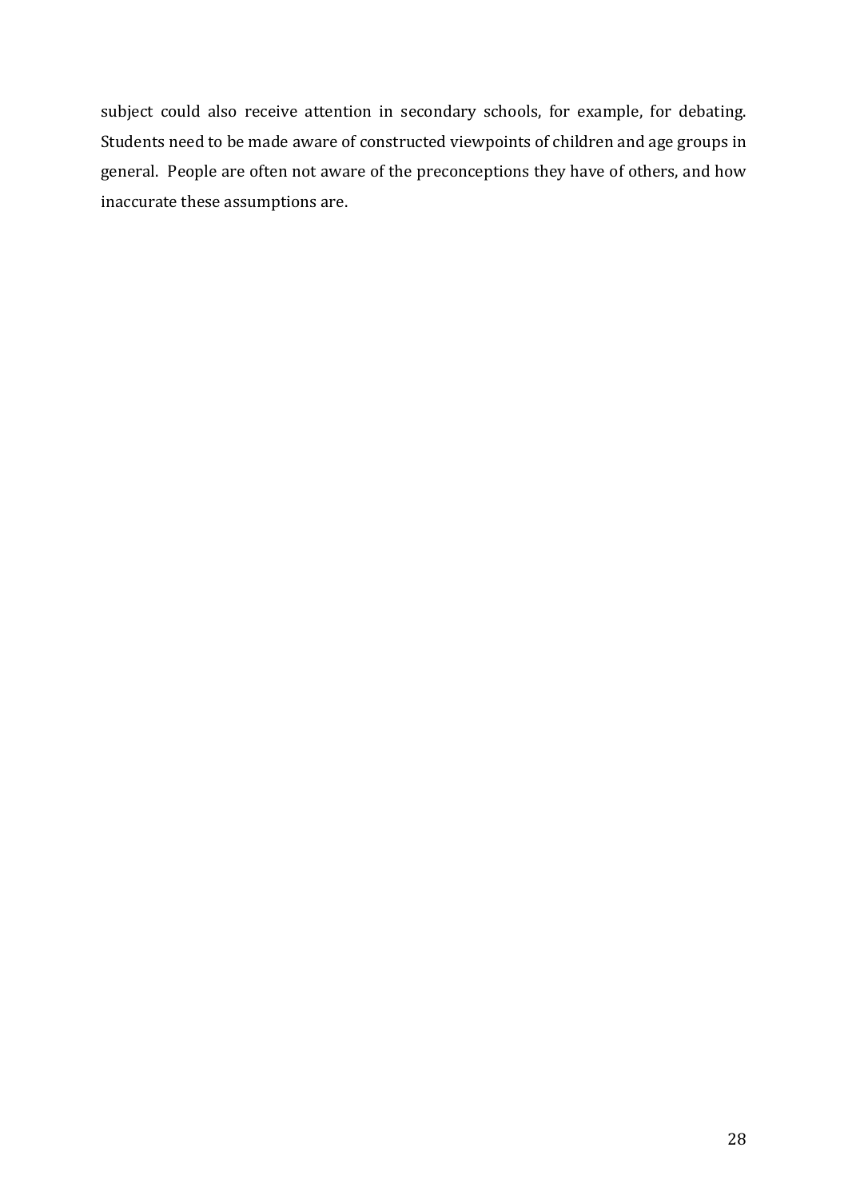subject could also receive attention in secondary schools, for example, for debating. Students need to be made aware of constructed viewpoints of children and age groups in general.  People are often not aware of the preconceptions they have of others, and how inaccurate these assumptions are.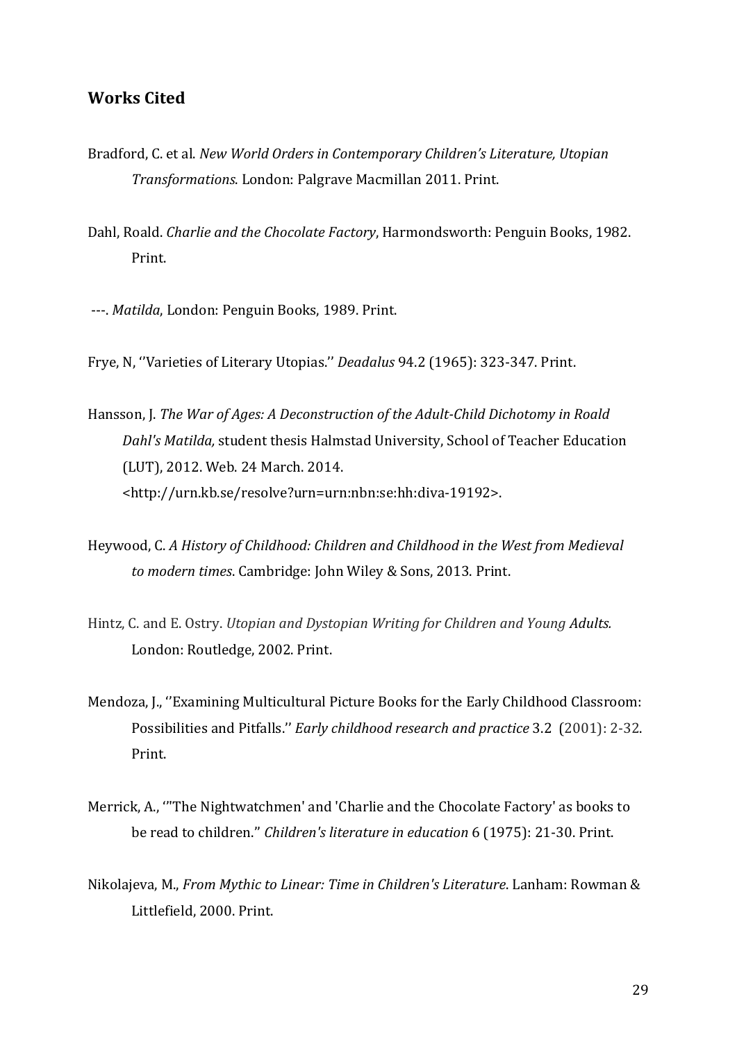## Works Cited

Bradford, C. et al. *New World Orders in Contemporary Children's Literature, Utopian Transformations*. London: Palgrave Macmillan 2011. Print.

Dahl, Roald. *Charlie and the Chocolate Factory*, Harmondsworth: Penguin Books, 1982. Print.

---. *Matilda*, London: Penguin Books, 1989. Print.

Frye, N, ''Varieties of Literary Utopias.'' *Deadalus* 94.2 (1965): 323-347. Print.

Hansson, J. *The War of Ages: A Deconstruction of the Adult-Child Dichotomy in Roald Dahl's Matilda,* student thesis Halmstad University, School of Teacher Education (LUT), 2012. Web. 24 March. 2014. <http://urn.kb.se/resolve?urn=urn:nbn:se:hh:diva-19192>.

Heywood, C. *A History of Childhood: Children and Childhood in the West from Medieval to modern times*. Cambridge: John Wiley & Sons, 2013. Print.

Hintz, C. and E. Ostry. *Utopian and Dystopian Writing for Children and Young Adults.* London: Routledge, 2002. Print.

Mendoza, J., ''Examining Multicultural Picture Books for the Early Childhood Classroom: Possibilities and Pitfalls.'' *Early childhood research and practice* 3.2 (2001): 2-32. Print.

Merrick, A., '"The Nightwatchmen' and 'Charlie and the Chocolate Factory' as books to be read to children." *Children's literature in education* 6 (1975): 21-30. Print.

Nikolajeva, M., *From Mythic to Linear: Time in Children's Literature*. Lanham: Rowman & Littlefield, 2000. Print.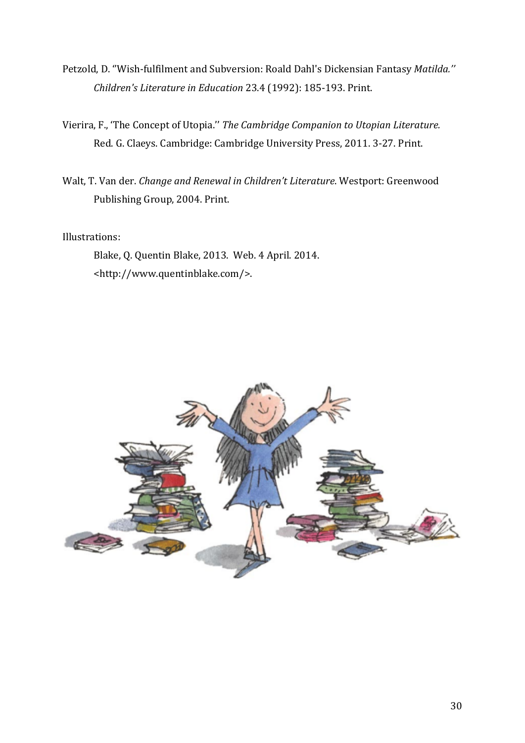Petzold, D. ''Wish-fulfilment and Subversion: Roald Dahl's Dickensian Fantasy *Matilda.''* *Children's Literature in Education* 23.4 (1992): 185-193. Print.

Vierira, F., 'The Concept of Utopia.'' *The Cambridge Companion to Utopian Literature.* Red. G. Claeys. Cambridge: Cambridge University Press, 2011. 3-27. Print.

Walt, T. Van der. *Change and Renewal in Children't Literature*. Westport: Greenwood Publishing Group, 2004. Print.

Illustrations:

Blake, Q. Quentin Blake, 2013. Web. 4 April. 2014. <http://www.quentinblake.com/>.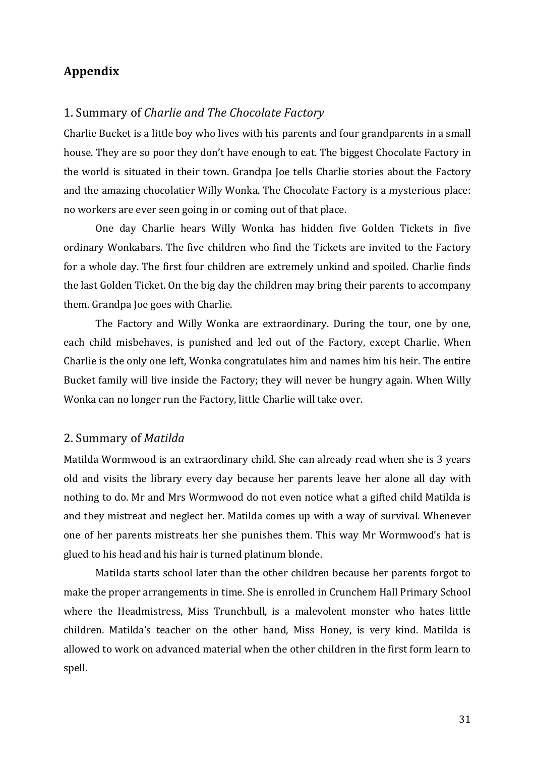## Appendix

### 1. Summary of *Charlie and The Chocolate Factory*

Charlie Bucket is a little boy who lives with his parents and four grandparents in a small house. They are so poor they don't have enough to eat. The biggest Chocolate Factory in the world is situated in their town. Grandpa Joe tells Charlie stories about the Factory and the amazing chocolatier Willy Wonka. The Chocolate Factory is a mysterious place: no workers are ever seen going in or coming out of that place.

One day Charlie hears Willy Wonka has hidden five Golden Tickets in five ordinary Wonkabars. The five children who find the Tickets are invited to the Factory for a whole day. The first four children are extremely unkind and spoiled. Charlie finds the last Golden Ticket. On the big day the children may bring their parents to accompany them. Grandpa Joe goes with Charlie.

The Factory and Willy Wonka are extraordinary. During the tour, one by one, each child misbehaves, is punished and led out of the Factory, except Charlie. When Charlie is the only one left, Wonka congratulates him and names him his heir. The entire Bucket family will live inside the Factory; they will never be hungry again. When Willy Wonka can no longer run the Factory, little Charlie will take over.

### 2. Summary of *Matilda*

Matilda Wormwood is an extraordinary child. She can already read when she is 3 years old and visits the library every day because her parents leave her alone all day with nothing to do. Mr and Mrs Wormwood do not even notice what a gifted child Matilda is and they mistreat and neglect her. Matilda comes up with a way of survival. Whenever one of her parents mistreats her she punishes them. This way Mr Wormwood's hat is glued to his head and his hair is turned platinum blonde.

Matilda starts school later than the other children because her parents forgot to make the proper arrangements in time. She is enrolled in Crunchem Hall Primary School where the Headmistress, Miss Trunchbull, is a malevolent monster who hates little children. Matilda's teacher on the other hand, Miss Honey, is very kind. Matilda is allowed to work on advanced material when the other children in the first form learn to spell.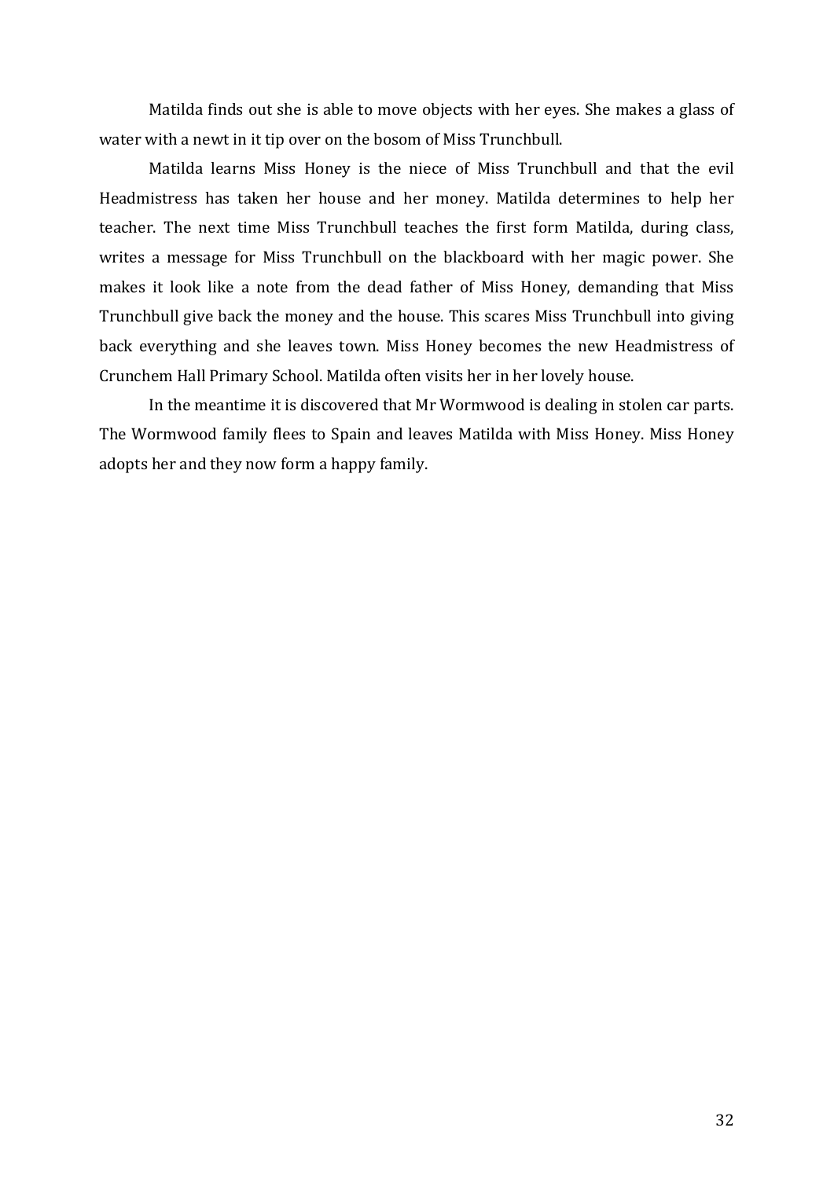Matilda finds out she is able to move objects with her eyes. She makes a glass of water with a newt in it tip over on the bosom of Miss Trunchbull.

Matilda learns Miss Honey is the niece of Miss Trunchbull and that the evil Headmistress has taken her house and her money. Matilda determines to help her teacher. The next time Miss Trunchbull teaches the first form Matilda, during class, writes a message for Miss Trunchbull on the blackboard with her magic power. She makes it look like a note from the dead father of Miss Honey, demanding that Miss Trunchbull give back the money and the house. This scares Miss Trunchbull into giving back everything and she leaves town. Miss Honey becomes the new Headmistress of Crunchem Hall Primary School. Matilda often visits her in her lovely house.

In the meantime it is discovered that Mr Wormwood is dealing in stolen car parts. The Wormwood family flees to Spain and leaves Matilda with Miss Honey. Miss Honey adopts her and they now form a happy family.